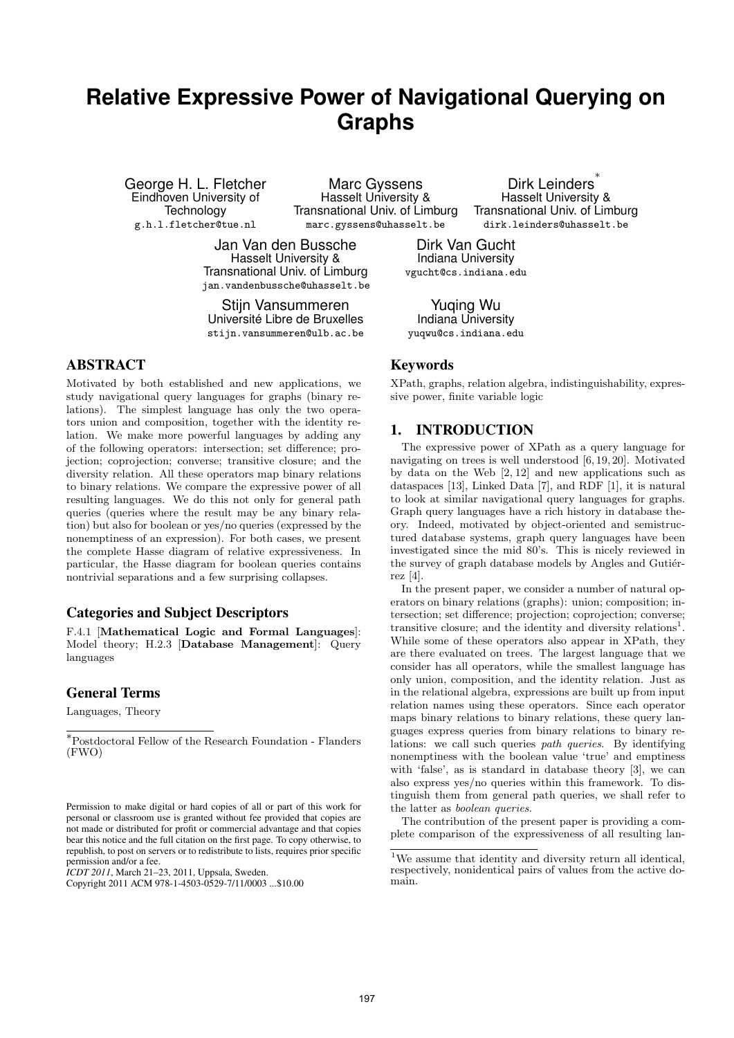# Relative Expressive Power of Navigational Querying on Graphs

George H. L. Fletcher
Eindhoven University of Technology
g.h.l.fletcher@tue.nl

Marc Gyssens
Hasselt University & Transnational Univ. of Limburg
marc.gyssens@uhasselt.be

Dirk Leinders*
Hasselt University & Transnational Univ. of Limburg
dirk.leinders@uhasselt.be

Jan Van den Bussche
Hasselt University & Transnational Univ. of Limburg
jan.vandenbussche@uhasselt.be

Dirk Van Gucht
Indiana University
vgucht@cs.indiana.edu

Stijn Vansummeren
Université Libre de Bruxelles
stijn.vansummeren@ulb.ac.be

Yuqing Wu
Indiana University
yuqwu@cs.indiana.edu

## ABSTRACT

Motivated by both established and new applications, we study navigational query languages for graphs (binary relations). The simplest language has only the two operators union and composition, together with the identity relation. We make more powerful languages by adding any of the following operators: intersection; set difference; projection; coprojection; converse; transitive closure; and the diversity relation. All these operators map binary relations to binary relations. We compare the expressive power of all resulting languages. We do this not only for general path queries (queries where the result may be any binary relation) but also for boolean or yes/no queries (expressed by the nonemptiness of an expression). For both cases, we present the complete Hasse diagram of relative expressiveness. In particular, the Hasse diagram for boolean queries contains nontrivial separations and a few surprising collapses.

### Categories and Subject Descriptors

F.4.1 [**Mathematical Logic and Formal Languages**]: Model theory; H.2.3 [**Database Management**]: Query languages

### General Terms

Languages, Theory

*Postdoctoral Fellow of the Research Foundation - Flanders (FWO)

Permission to make digital or hard copies of all or part of this work for personal or classroom use is granted without fee provided that copies are not made or distributed for profit or commercial advantage and that copies bear this notice and the full citation on the first page. To copy otherwise, to republish, to post on servers or to redistribute to lists, requires prior specific permission and/or a fee.
*ICDT 2011*, March 21–23, 2011, Uppsala, Sweden.
Copyright 2011 ACM 978-1-4503-0529-7/11/0003 ...$10.00

### Keywords

XPath, graphs, relation algebra, indistinguishability, expressive power, finite variable logic

## 1. INTRODUCTION

The expressive power of XPath as a query language for navigating on trees is well understood [6, 19, 20]. Motivated by data on the Web [2, 12] and new applications such as dataspaces [13], Linked Data [7], and RDF [1], it is natural to look at similar navigational query languages for graphs. Graph query languages have a rich history in database theory. Indeed, motivated by object-oriented and semistructured database systems, graph query languages have been investigated since the mid 80's. This is nicely reviewed in the survey of graph database models by Angles and Gutiérrez [4].

In the present paper, we consider a number of natural operators on binary relations (graphs): union; composition; intersection; set difference; projection; coprojection; converse; transitive closure; and the identity and diversity relations[1]. While some of these operators also appear in XPath, they are there evaluated on trees. The largest language that we consider has all operators, while the smallest language has only union, composition, and the identity relation. Just as in the relational algebra, expressions are built up from input relation names using these operators. Since each operator maps binary relations to binary relations, these query languages express queries from binary relations to binary relations: we call such queries *path queries*. By identifying nonemptiness with the boolean value 'true' and emptiness with 'false', as is standard in database theory [3], we can also express yes/no queries within this framework. To distinguish them from general path queries, we shall refer to the latter as *boolean queries*.

The contribution of the present paper is providing a complete comparison of the expressiveness of all resulting lan-

[1] We assume that identity and diversity return all identical, respectively, nonidentical pairs of values from the active domain.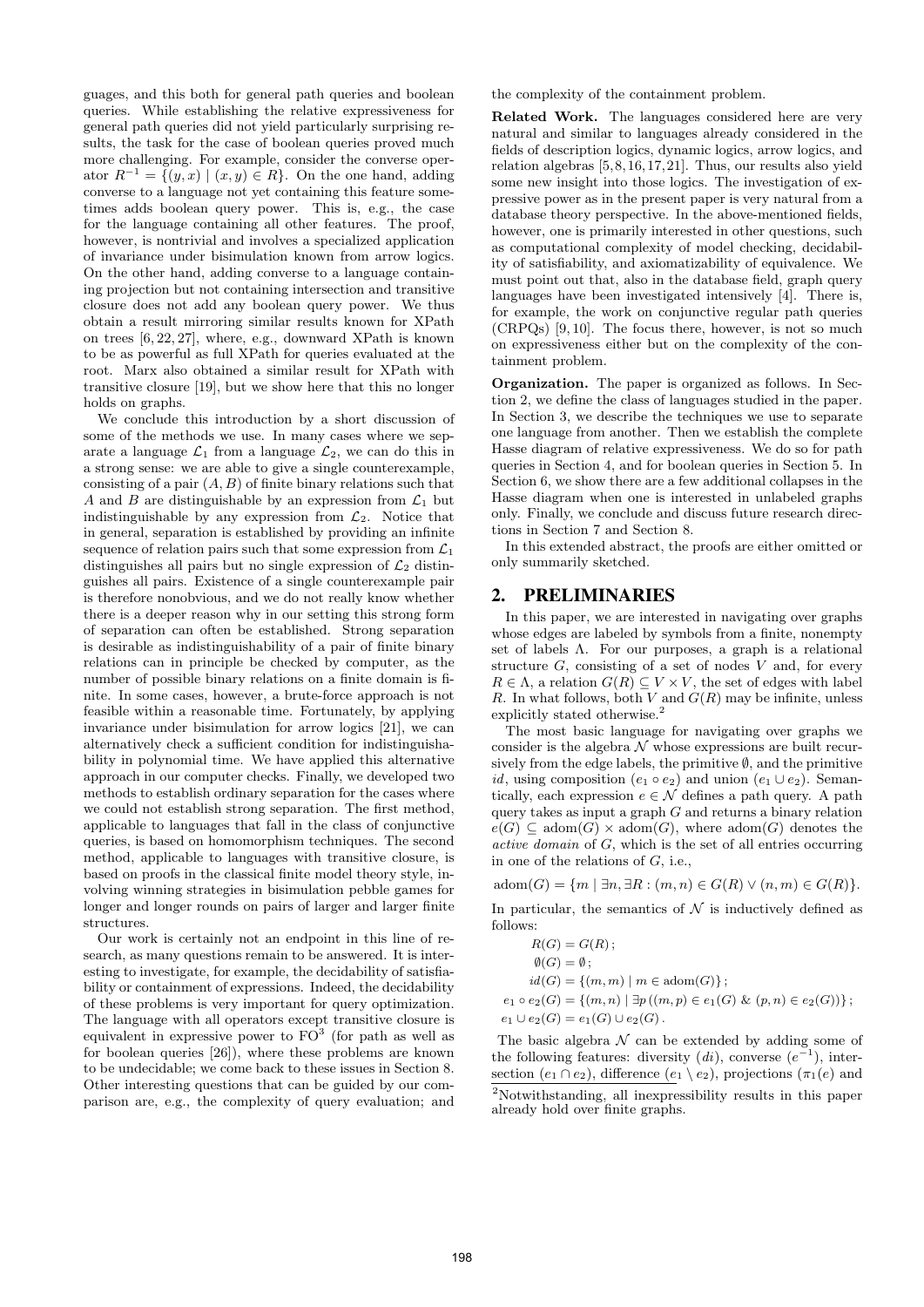guages, and this both for general path queries and boolean queries. While establishing the relative expressiveness for general path queries did not yield particularly surprising results, the task for the case of boolean queries proved much more challenging. For example, consider the converse operator $R^{-1} = \{(y,x) \mid (x,y) \in R\}$. On the one hand, adding converse to a language not yet containing this feature sometimes adds boolean query power. This is, e.g., the case for the language containing all other features. The proof, however, is nontrivial and involves a specialized application of invariance under bisimulation known from arrow logics. On the other hand, adding converse to a language containing projection but not containing intersection and transitive closure does not add any boolean query power. We thus obtain a result mirroring similar results known for XPath on trees [6, 22, 27], where, e.g., downward XPath is known to be as powerful as full XPath for queries evaluated at the root. Marx also obtained a similar result for XPath with transitive closure [19], but we show here that this no longer holds on graphs.

We conclude this introduction by a short discussion of some of the methods we use. In many cases where we separate a language $\mathcal{L}_1$ from a language $\mathcal{L}_2$, we can do this in a strong sense: we are able to give a single counterexample, consisting of a pair $(A, B)$ of finite binary relations such that $A$ and $B$ are distinguishable by an expression from $\mathcal{L}_1$ but indistinguishable by any expression from $\mathcal{L}_2$. Notice that in general, separation is established by providing an infinite sequence of relation pairs such that some expression from $\mathcal{L}_1$ distinguishes all pairs but no single expression of $\mathcal{L}_2$ distinguishes all pairs. Existence of a single counterexample pair is therefore nonobvious, and we do not really know whether there is a deeper reason why in our setting this strong form of separation can often be established. Strong separation is desirable as indistinguishability of a pair of finite binary relations can in principle be checked by computer, as the number of possible binary relations on a finite domain is finite. In some cases, however, a brute-force approach is not feasible within a reasonable time. Fortunately, by applying invariance under bisimulation for arrow logics [21], we can alternatively check a sufficient condition for indistinguishability in polynomial time. We have applied this alternative approach in our computer checks. Finally, we developed two methods to establish ordinary separation for the cases where we could not establish strong separation. The first method, applicable to languages that fall in the class of conjunctive queries, is based on homomorphism techniques. The second method, applicable to languages with transitive closure, is based on proofs in the classical finite model theory style, involving winning strategies in bisimulation pebble games for longer and longer rounds on pairs of larger and larger finite structures.

Our work is certainly not an endpoint in this line of research, as many questions remain to be answered. It is interesting to investigate, for example, the decidability of satisfiability or containment of expressions. Indeed, the decidability of these problems is very important for query optimization. The language with all operators except transitive closure is equivalent in expressive power to $\mathrm{FO}^3$ (for path as well as for boolean queries [26]), where these problems are known to be undecidable; we come back to these issues in Section 8. Other interesting questions that can be guided by our comparison are, e.g., the complexity of query evaluation; and the complexity of the containment problem.

**Related Work.** The languages considered here are very natural and similar to languages already considered in the fields of description logics, dynamic logics, arrow logics, and relation algebras [5,8,16,17,21]. Thus, our results also yield some new insight into those logics. The investigation of expressive power as in the present paper is very natural from a database theory perspective. In the above-mentioned fields, however, one is primarily interested in other questions, such as computational complexity of model checking, decidability of satisfiability, and axiomatizability of equivalence. We must point out that, also in the database field, graph query languages have been investigated intensively [4]. There is, for example, the work on conjunctive regular path queries (CRPQs) [9, 10]. The focus there, however, is not so much on expressiveness either but on the complexity of the containment problem.

**Organization.** The paper is organized as follows. In Section 2, we define the class of languages studied in the paper. In Section 3, we describe the techniques we use to separate one language from another. Then we establish the complete Hasse diagram of relative expressiveness. We do so for path queries in Section 4, and for boolean queries in Section 5. In Section 6, we show there are a few additional collapses in the Hasse diagram when one is interested in unlabeled graphs only. Finally, we conclude and discuss future research directions in Section 7 and Section 8.

In this extended abstract, the proofs are either omitted or only summarily sketched.

## 2. PRELIMINARIES

In this paper, we are interested in navigating over graphs whose edges are labeled by symbols from a finite, nonempty set of labels $\Lambda$. For our purposes, a graph is a relational structure $G$, consisting of a set of nodes $V$ and, for every $R \in \Lambda$, a relation $G(R) \subseteq V \times V$, the set of edges with label $R$. In what follows, both $V$ and $G(R)$ may be infinite, unless explicitly stated otherwise.[2]

The most basic language for navigating over graphs we consider is the algebra $\mathcal{N}$ whose expressions are built recursively from the edge labels, the primitive $\emptyset$, and the primitive $id$, using composition ($e_1 \circ e_2$) and union ($e_1 \cup e_2$). Semantically, each expression $e \in \mathcal{N}$ defines a path query. A path query takes as input a graph $G$ and returns a binary relation $e(G) \subseteq \mathrm{adom}(G) \times \mathrm{adom}(G)$, where $\mathrm{adom}(G)$ denotes the *active domain* of $G$, which is the set of all entries occurring in one of the relations of $G$, i.e.,

$$\mathrm{adom}(G) = \{m \mid \exists n, \exists R : (m,n) \in G(R) \vee (n,m) \in G(R)\}.$$

In particular, the semantics of $\mathcal{N}$ is inductively defined as follows:

$$
\begin{aligned}
R(G) &= G(R)\,;\\
\emptyset(G) &= \emptyset\,;\\
id(G) &= \{(m,m) \mid m \in \mathrm{adom}(G)\}\,;\\
e_1 \circ e_2(G) &= \{(m,n) \mid \exists p\,((m,p) \in e_1(G) \;\&\; (p,n) \in e_2(G))\}\,;\\
e_1 \cup e_2(G) &= e_1(G) \cup e_2(G)\,.
\end{aligned}
$$

The basic algebra $\mathcal{N}$ can be extended by adding some of the following features: diversity ($di$), converse ($e^{-1}$), intersection ($e_1 \cap e_2$), difference ($e_1 \setminus e_2$), projections ($\pi_1(e)$ and

[2] Notwithstanding, all inexpressibility results in this paper already hold over finite graphs.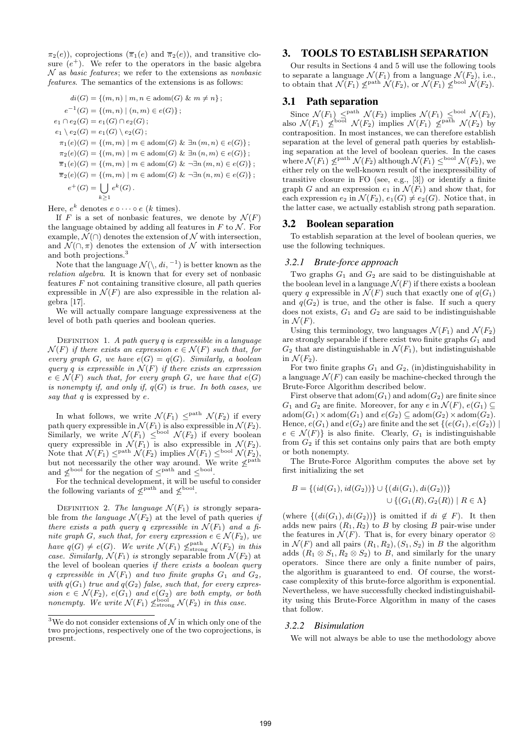$\pi_2(e)$), coprojections ($\overline{\pi}_1(e)$ and $\overline{\pi}_2(e)$), and transitive closure ($e^+$). We refer to the operators in the basic algebra $\mathcal{N}$ as *basic features*; we refer to the extensions as *nonbasic features*. The semantics of the extensions is as follows:

$$
\begin{aligned}
di(G) &= \{(m,n) \mid m,n \in \mathrm{adom}(G) \ \&\ m \neq n\}\,;\\
e^{-1}(G) &= \{(m,n) \mid (n,m) \in e(G)\}\,;\\
e_1 \cap e_2(G) &= e_1(G) \cap e_2(G)\,;\\
e_1 \setminus e_2(G) &= e_1(G) \setminus e_2(G)\,;\\
\pi_1(e)(G) &= \{(m,m) \mid m \in \mathrm{adom}(G) \ \&\ \exists n\, (m,n) \in e(G)\}\,;\\
\pi_2(e)(G) &= \{(m,m) \mid m \in \mathrm{adom}(G) \ \&\ \exists n\, (n,m) \in e(G)\}\,;\\
\overline{\pi}_1(e)(G) &= \{(m,m) \mid m \in \mathrm{adom}(G) \ \&\ \neg\exists n\, (m,n) \in e(G)\}\,;\\
\overline{\pi}_2(e)(G) &= \{(m,m) \mid m \in \mathrm{adom}(G) \ \&\ \neg\exists n\, (n,m) \in e(G)\}\,;\\
e^+(G) &= \bigcup_{k \geq 1} e^k(G)\,.
\end{aligned}
$$

Here, $e^k$ denotes $e \circ \cdots \circ e$ ($k$ times).

If $F$ is a set of nonbasic features, we denote by $\mathcal{N}(F)$ the language obtained by adding all features in $F$ to $\mathcal{N}$. For example, $\mathcal{N}(\cap)$ denotes the extension of $\mathcal{N}$ with intersection, and $\mathcal{N}(\cap, \pi)$ denotes the extension of $\mathcal{N}$ with intersection and both projections.[3]

Note that the language $\mathcal{N}(\setminus, di, ^{-1})$ is better known as the *relation algebra*. It is known that for every set of nonbasic features $F$ not containing transitive closure, all path queries expressible in $\mathcal{N}(F)$ are also expressible in the relation algebra [17].

We will actually compare language expressiveness at the level of both path queries and boolean queries.

DEFINITION 1. *A path query $q$ is expressible in a language $\mathcal{N}(F)$ if there exists an expression $e \in \mathcal{N}(F)$ such that, for every graph $G$, we have $e(G) = q(G)$. Similarly, a boolean query $q$ is expressible in $\mathcal{N}(F)$ if there exists an expression $e \in \mathcal{N}(F)$ such that, for every graph $G$, we have that $e(G)$ is nonempty if, and only if, $q(G)$ is true. In both cases, we say that $q$ is expressed by $e$.*

In what follows, we write $\mathcal{N}(F_1) \leq^{\mathrm{path}} \mathcal{N}(F_2)$ if every path query expressible in $\mathcal{N}(F_1)$ is also expressible in $\mathcal{N}(F_2)$. Similarly, we write $\mathcal{N}(F_1) \leq^{\mathrm{bool}} \mathcal{N}(F_2)$ if every boolean query expressible in $\mathcal{N}(F_1)$ is also expressible in $\mathcal{N}(F_2)$. Note that $\mathcal{N}(F_1) \leq^{\mathrm{path}} \mathcal{N}(F_2)$ implies $\mathcal{N}(F_1) \leq^{\mathrm{bool}} \mathcal{N}(F_2)$, but not necessarily the other way around. We write $\not\leq^{\mathrm{path}}$ and $\not\leq^{\mathrm{bool}}$ for the negation of $\leq^{\mathrm{path}}$ and $\leq^{\mathrm{bool}}$.

For the technical development, it will be useful to consider the following variants of $\not\leq^{\mathrm{path}}$ and $\not\leq^{\mathrm{bool}}$.

DEFINITION 2. *The language $\mathcal{N}(F_1)$ is* strongly separable from *the language $\mathcal{N}(F_2)$ at the level of path queries if there exists a path query $q$ expressible in $\mathcal{N}(F_1)$ and a finite graph $G$, such that, for every expression $e \in \mathcal{N}(F_2)$, we have $q(G) \neq e(G)$. We write $\mathcal{N}(F_1) \not\leq^{\mathrm{path}}_{\mathrm{strong}} \mathcal{N}(F_2)$ in this case. Similarly, $\mathcal{N}(F_1)$ is* strongly separable *from $\mathcal{N}(F_2)$ at the level of boolean queries if there exists a boolean query $q$ expressible in $\mathcal{N}(F_1)$ and two finite graphs $G_1$ and $G_2$, with $q(G_1)$ true and $q(G_2)$ false, such that, for every expression $e \in \mathcal{N}(F_2)$, $e(G_1)$ and $e(G_2)$ are both empty, or both nonempty. We write $\mathcal{N}(F_1) \not\leq^{\mathrm{bool}}_{\mathrm{strong}} \mathcal{N}(F_2)$ in this case.*

[3] We do not consider extensions of $\mathcal{N}$ in which only one of the two projections, respectively one of the two coprojections, is present.

# 3. TOOLS TO ESTABLISH SEPARATION

Our results in Sections 4 and 5 will use the following tools to separate a language $\mathcal{N}(F_1)$ from a language $\mathcal{N}(F_2)$, i.e., to obtain that $\mathcal{N}(F_1) \not\leq^{\mathrm{path}} \mathcal{N}(F_2)$, or $\mathcal{N}(F_1) \not\leq^{\mathrm{bool}} \mathcal{N}(F_2)$.

## 3.1 Path separation

Since $\mathcal{N}(F_1) \leq^{\mathrm{path}} \mathcal{N}(F_2)$ implies $\mathcal{N}(F_1) \leq^{\mathrm{bool}} \mathcal{N}(F_2)$, also $\mathcal{N}(F_1) \not\leq^{\mathrm{bool}} \mathcal{N}(F_2)$ implies $\mathcal{N}(F_1) \not\leq^{\mathrm{path}} \mathcal{N}(F_2)$ by contraposition. In most instances, we can therefore establish separation at the level of general path queries by establishing separation at the level of boolean queries. In the cases where $\mathcal{N}(F_1) \not\leq^{\mathrm{path}} \mathcal{N}(F_2)$ although $\mathcal{N}(F_1) \leq^{\mathrm{bool}} \mathcal{N}(F_2)$, we either rely on the well-known result of the inexpressibility of transitive closure in FO (see, e.g., [3]) or identify a finite graph $G$ and an expression $e_1$ in $\mathcal{N}(F_1)$ and show that, for each expression $e_2$ in $\mathcal{N}(F_2)$, $e_1(G) \neq e_2(G)$. Notice that, in the latter case, we actually establish strong path separation.

## 3.2 Boolean separation

To establish separation at the level of boolean queries, we use the following techniques.

### 3.2.1 Brute-force approach

Two graphs $G_1$ and $G_2$ are said to be distinguishable at the boolean level in a language $\mathcal{N}(F)$ if there exists a boolean query $q$ expressible in $\mathcal{N}(F)$ such that exactly one of $q(G_1)$ and $q(G_2)$ is true, and the other is false. If such a query does not exists, $G_1$ and $G_2$ are said to be indistinguishable in $\mathcal{N}(F)$.

Using this terminology, two languages $\mathcal{N}(F_1)$ and $\mathcal{N}(F_2)$ are strongly separable if there exist two finite graphs $G_1$ and $G_2$ that are distinguishable in $\mathcal{N}(F_1)$, but indistinguishable in $\mathcal{N}(F_2)$.

For two finite graphs $G_1$ and $G_2$, (in)distinguishability in a language $\mathcal{N}(F)$ can easily be machine-checked through the Brute-Force Algorithm described below.

First observe that $\mathrm{adom}(G_1)$ and $\mathrm{adom}(G_2)$ are finite since $G_1$ and $G_2$ are finite. Moreover, for any $e$ in $\mathcal{N}(F)$, $e(G_1) \subseteq \mathrm{adom}(G_1) \times \mathrm{adom}(G_1)$ and $e(G_2) \subseteq \mathrm{adom}(G_2) \times \mathrm{adom}(G_2)$. Hence, $e(G_1)$ and $e(G_2)$ are finite and the set $\{(e(G_1), e(G_2)) \mid e \in \mathcal{N}(F)\}$ is also finite. Clearly, $G_1$ is indistinguishable from $G_2$ if this set contains only pairs that are both empty or both nonempty.

The Brute-Force Algorithm computes the above set by first initializing the set

$$
B = \{(id(G_1), id(G_2))\} \cup \{(di(G_1), di(G_2))\} \cup \{(G_1(R), G_2(R)) \mid R \in \Lambda\}
$$

(where $\{(di(G_1), di(G_2))\}$ is omitted if $di \notin F$). It then adds new pairs $(R_1, R_2)$ to $B$ by closing $B$ pair-wise under the features in $\mathcal{N}(F)$. That is, for every binary operator $\otimes$ in $\mathcal{N}(F)$ and all pairs $(R_1, R_2), (S_1, S_2)$ in $B$ the algorithm adds $(R_1 \otimes S_1, R_2 \otimes S_2)$ to $B$, and similarly for the unary operators. Since there are only a finite number of pairs, the algorithm is guaranteed to end. Of course, the worst-case complexity of this brute-force algorithm is exponential. Nevertheless, we have successfully checked indistinguishability using this Brute-Force Algorithm in many of the cases that follow.

### 3.2.2 Bisimulation

We will not always be able to use the methodology above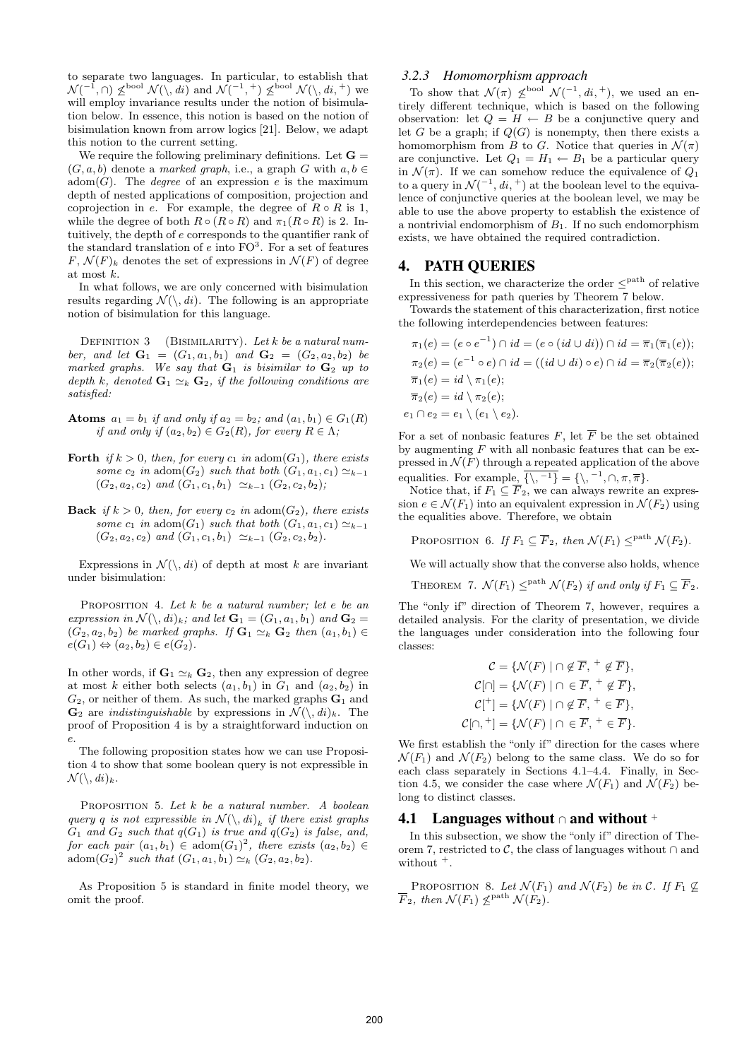to separate two languages. In particular, to establish that $\mathcal{N}(^{-1}, \cap) \not\leq^{\text{bool}} \mathcal{N}(\setminus, di)$ and $\mathcal{N}(^{-1}, ^+) \not\leq^{\text{bool}} \mathcal{N}(\setminus, di, ^+)$ we will employ invariance results under the notion of bisimulation below. In essence, this notion is based on the notion of bisimulation known from arrow logics [21]. Below, we adapt this notion to the current setting.

We require the following preliminary definitions. Let $\mathbf{G} = (G, a, b)$ denote a *marked graph*, i.e., a graph $G$ with $a, b \in \text{adom}(G)$. The *degree* of an expression $e$ is the maximum depth of nested applications of composition, projection and coprojection in $e$. For example, the degree of $R \circ R$ is 1, while the degree of both $R \circ (R \circ R)$ and $\pi_1(R \circ R)$ is 2. Intuitively, the depth of $e$ corresponds to the quantifier rank of the standard translation of $e$ into $\text{FO}^3$. For a set of features $F$, $\mathcal{N}(F)_k$ denotes the set of expressions in $\mathcal{N}(F)$ of degree at most $k$.

In what follows, we are only concerned with bisimulation results regarding $\mathcal{N}(\setminus, di)$. The following is an appropriate notion of bisimulation for this language.

Definition 3 (Bisimilarity). *Let $k$ be a natural number, and let $\mathbf{G}_1 = (G_1, a_1, b_1)$ and $\mathbf{G}_2 = (G_2, a_2, b_2)$ be marked graphs. We say that $\mathbf{G}_1$ is bisimilar to $\mathbf{G}_2$ up to depth $k$, denoted $\mathbf{G}_1 \simeq_k \mathbf{G}_2$, if the following conditions are satisfied:*

**Atoms** *$a_1 = b_1$ if and only if $a_2 = b_2$; and $(a_1, b_1) \in G_1(R)$ if and only if $(a_2, b_2) \in G_2(R)$, for every $R \in \Lambda$;*

**Forth** *if $k > 0$, then, for every $c_1$ in $\text{adom}(G_1)$, there exists some $c_2$ in $\text{adom}(G_2)$ such that both $(G_1, a_1, c_1) \simeq_{k-1} (G_2, a_2, c_2)$ and $(G_1, c_1, b_1) \simeq_{k-1} (G_2, c_2, b_2)$;*

**Back** *if $k > 0$, then, for every $c_2$ in $\text{adom}(G_2)$, there exists some $c_1$ in $\text{adom}(G_1)$ such that both $(G_1, a_1, c_1) \simeq_{k-1} (G_2, a_2, c_2)$ and $(G_1, c_1, b_1) \simeq_{k-1} (G_2, c_2, b_2)$.*

Expressions in $\mathcal{N}(\setminus, di)$ of depth at most $k$ are invariant under bisimulation:

Proposition 4. *Let $k$ be a natural number; let $e$ be an expression in $\mathcal{N}(\setminus, di)_k$; and let $\mathbf{G}_1 = (G_1, a_1, b_1)$ and $\mathbf{G}_2 = (G_2, a_2, b_2)$ be marked graphs. If $\mathbf{G}_1 \simeq_k \mathbf{G}_2$ then $(a_1, b_1) \in e(G_1) \Leftrightarrow (a_2, b_2) \in e(G_2)$.*

In other words, if $\mathbf{G}_1 \simeq_k \mathbf{G}_2$, then any expression of degree at most $k$ either both selects $(a_1, b_1)$ in $G_1$ and $(a_2, b_2)$ in $G_2$, or neither of them. As such, the marked graphs $\mathbf{G}_1$ and $\mathbf{G}_2$ are *indistinguishable* by expressions in $\mathcal{N}(\setminus, di)_k$. The proof of Proposition 4 is by a straightforward induction on $e$.

The following proposition states how we can use Proposition 4 to show that some boolean query is not expressible in $\mathcal{N}(\setminus, di)_k$.

Proposition 5. *Let $k$ be a natural number. A boolean query $q$ is not expressible in $\mathcal{N}(\setminus, di)_k$ if there exist graphs $G_1$ and $G_2$ such that $q(G_1)$ is true and $q(G_2)$ is false, and, for each pair $(a_1, b_1) \in \text{adom}(G_1)^2$, there exists $(a_2, b_2) \in \text{adom}(G_2)^2$ such that $(G_1, a_1, b_1) \simeq_k (G_2, a_2, b_2)$.*

As Proposition 5 is standard in finite model theory, we omit the proof.

### 3.2.3 Homomorphism approach

To show that $\mathcal{N}(\pi) \not\leq^{\text{bool}} \mathcal{N}(^{-1}, di, ^+)$, we used an entirely different technique, which is based on the following observation: let $Q = H \leftarrow B$ be a conjunctive query and let $G$ be a graph; if $Q(G)$ is nonempty, then there exists a homomorphism from $B$ to $G$. Notice that queries in $\mathcal{N}(\pi)$ are conjunctive. Let $Q_1 = H_1 \leftarrow B_1$ be a particular query in $\mathcal{N}(\pi)$. If we can somehow reduce the equivalence of $Q_1$ to a query in $\mathcal{N}(^{-1}, di, ^+)$ at the boolean level to the equivalence of conjunctive queries at the boolean level, we may be able to use the above property to establish the existence of a nontrivial endomorphism of $B_1$. If no such endomorphism exists, we have obtained the required contradiction.

## 4. PATH QUERIES

In this section, we characterize the order $\leq^{\text{path}}$ of relative expressiveness for path queries by Theorem 7 below.

Towards the statement of this characterization, first notice the following interdependencies between features:

$$\begin{aligned}
\pi_1(e) &= (e \circ e^{-1}) \cap id = (e \circ (id \cup di)) \cap id = \overline{\pi}_1(\overline{\pi}_1(e));\\
\pi_2(e) &= (e^{-1} \circ e) \cap id = ((id \cup di) \circ e) \cap id = \overline{\pi}_2(\overline{\pi}_2(e));\\
\overline{\pi}_1(e) &= id \setminus \pi_1(e);\\
\overline{\pi}_2(e) &= id \setminus \pi_2(e);\\
e_1 \cap e_2 &= e_1 \setminus (e_1 \setminus e_2).
\end{aligned}$$

For a set of nonbasic features $F$, let $\overline{F}$ be the set obtained by augmenting $F$ with all nonbasic features that can be expressed in $\mathcal{N}(F)$ through a repeated application of the above equalities. For example, $\overline{\{\setminus, ^{-1}\}} = \{\setminus, ^{-1}, \cap, \pi, \overline{\pi}\}$.

Notice that, if $F_1 \subseteq \overline{F}_2$, we can always rewrite an expression $e \in \mathcal{N}(F_1)$ into an equivalent expression in $\mathcal{N}(F_2)$ using the equalities above. Therefore, we obtain

Proposition 6. *If $F_1 \subseteq \overline{F}_2$, then $\mathcal{N}(F_1) \leq^{\text{path}} \mathcal{N}(F_2)$.*

We will actually show that the converse also holds, whence

Theorem 7. *$\mathcal{N}(F_1) \leq^{\text{path}} \mathcal{N}(F_2)$ if and only if $F_1 \subseteq \overline{F}_2$.*

The "only if" direction of Theorem 7, however, requires a detailed analysis. For the clarity of presentation, we divide the languages under consideration into the following four classes:

$$\begin{aligned}
\mathcal{C} &= \{\mathcal{N}(F) \mid \cap \notin \overline{F},\ ^+ \notin \overline{F}\},\\
\mathcal{C}[\cap] &= \{\mathcal{N}(F) \mid \cap \in \overline{F},\ ^+ \notin \overline{F}\},\\
\mathcal{C}[^+] &= \{\mathcal{N}(F) \mid \cap \notin \overline{F},\ ^+ \in \overline{F}\},\\
\mathcal{C}[\cap, ^+] &= \{\mathcal{N}(F) \mid \cap \in \overline{F},\ ^+ \in \overline{F}\}.
\end{aligned}$$

We first establish the "only if" direction for the cases where $\mathcal{N}(F_1)$ and $\mathcal{N}(F_2)$ belong to the same class. We do so for each class separately in Sections 4.1–4.4. Finally, in Section 4.5, we consider the case where $\mathcal{N}(F_1)$ and $\mathcal{N}(F_2)$ belong to distinct classes.

### 4.1 Languages without $\cap$ and without $^+$

In this subsection, we show the "only if" direction of Theorem 7, restricted to $\mathcal{C}$, the class of languages without $\cap$ and without $^+$.

Proposition 8. *Let $\mathcal{N}(F_1)$ and $\mathcal{N}(F_2)$ be in $\mathcal{C}$. If $F_1 \not\subseteq \overline{F}_2$, then $\mathcal{N}(F_1) \not\leq^{\text{path}} \mathcal{N}(F_2)$.*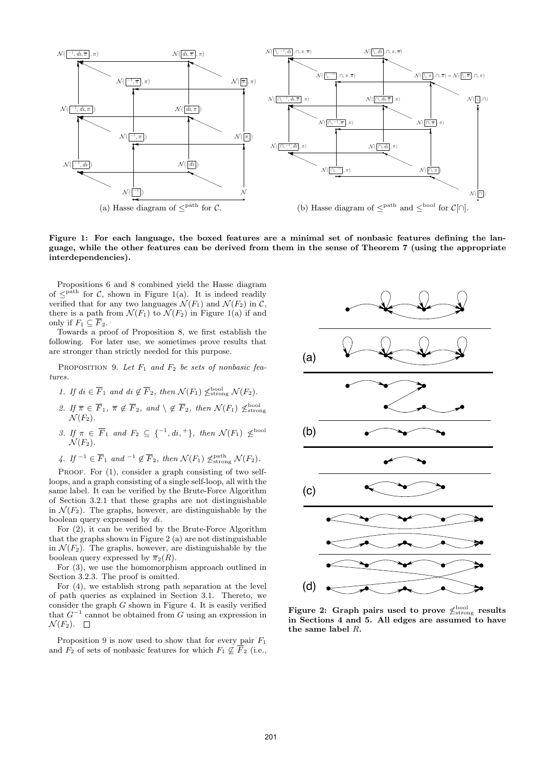(a) Hasse diagram of $\leq^{\text{path}}$ for $\mathcal{C}$.

(b) Hasse diagram of $\leq^{\text{path}}$ and $\leq^{\text{bool}}$ for $\mathcal{C}[\cap]$.

**Figure 1: For each language, the boxed features are a minimal set of nonbasic features defining the language, while the other features can be derived from them in the sense of Theorem 7 (using the appropriate interdependencies).**

Propositions 6 and 8 combined yield the Hasse diagram of $\leq^{\text{path}}$ for $\mathcal{C}$, shown in Figure 1(a). It is indeed readily verified that for any two languages $\mathcal{N}(F_1)$ and $\mathcal{N}(F_2)$ in $\mathcal{C}$, there is a path from $\mathcal{N}(F_1)$ to $\mathcal{N}(F_2)$ in Figure 1(a) if and only if $F_1 \subseteq \overline{F}_2$.

Towards a proof of Proposition 8, we first establish the following. For later use, we sometimes prove results that are stronger than strictly needed for this purpose.

Proposition 9. *Let $F_1$ and $F_2$ be sets of nonbasic features.*

1. *If $di \in \overline{F}_1$ and $di \notin \overline{F}_2$, then $\mathcal{N}(F_1) \not\leq^{\text{bool}}_{\text{strong}} \mathcal{N}(F_2)$.*
2. *If $\overline{\pi} \in \overline{F}_1$, $\overline{\pi} \notin \overline{F}_2$, and $\setminus \notin \overline{F}_2$, then $\mathcal{N}(F_1) \not\leq^{\text{bool}}_{\text{strong}} \mathcal{N}(F_2)$.*
3. *If $\pi \in \overline{F}_1$ and $F_2 \subseteq \{^{-1}, di, ^{+}\}$, then $\mathcal{N}(F_1) \not\leq^{\text{bool}} \mathcal{N}(F_2)$.*
4. *If $^{-1} \in \overline{F}_1$ and $^{-1} \notin \overline{F}_2$, then $\mathcal{N}(F_1) \not\leq^{\text{path}}_{\text{strong}} \mathcal{N}(F_2)$.*

Proof. For (1), consider a graph consisting of two self-loops, and a graph consisting of a single self-loop, all with the same label. It can be verified by the Brute-Force Algorithm of Section 3.2.1 that these graphs are not distinguishable in $\mathcal{N}(F_2)$. The graphs, however, are distinguishable by the boolean query expressed by $di$.

For (2), it can be verified by the Brute-Force Algorithm that the graphs shown in Figure 2 (a) are not distinguishable in $\mathcal{N}(F_2)$. The graphs, however, are distinguishable by the boolean query expressed by $\overline{\pi}_2(R)$.

For (3), we use the homomorphism approach outlined in Section 3.2.3. The proof is omitted.

For (4), we establish strong path separation at the level of path queries as explained in Section 3.1. Thereto, we consider the graph $G$ shown in Figure 4. It is easily verified that $G^{-1}$ cannot be obtained from $G$ using an expression in $\mathcal{N}(F_2)$. $\square$

Proposition 9 is now used to show that for every pair $F_1$ and $F_2$ of sets of nonbasic features for which $F_1 \not\subseteq \overline{F}_2$ (i.e.,

**Figure 2: Graph pairs used to prove $\not\leq^{\text{bool}}_{\text{strong}}$ results in Sections 4 and 5. All edges are assumed to have the same label $R$.**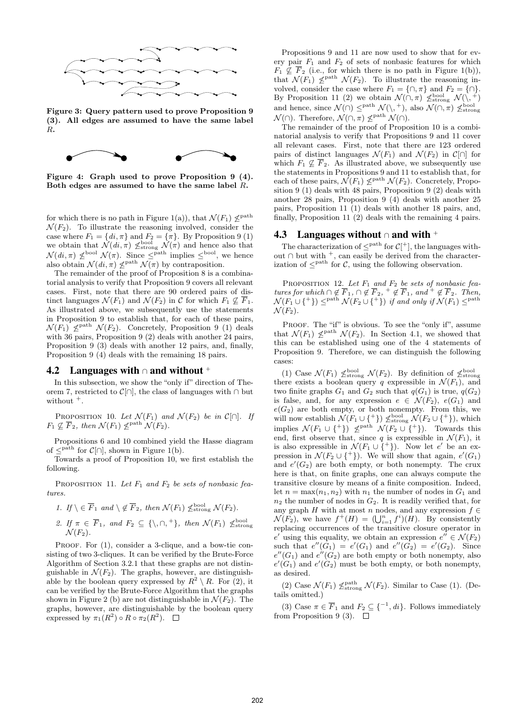Figure 3: Query pattern used to prove Proposition 9 (3). All edges are assumed to have the same label $R$.

Figure 4: Graph used to prove Proposition 9 (4). Both edges are assumed to have the same label $R$.

for which there is no path in Figure 1(a)), that $\mathcal{N}(F_1) \not\leq^{\text{path}} \mathcal{N}(F_2)$. To illustrate the reasoning involved, consider the case where $F_1 = \{di, \pi\}$ and $F_2 = \{\pi\}$. By Proposition 9 (1) we obtain that $\mathcal{N}(di, \pi) \not\leq^{\text{bool}}_{\text{strong}} \mathcal{N}(\pi)$ and hence also that $\mathcal{N}(di, \pi) \not\leq^{\text{bool}} \mathcal{N}(\pi)$. Since $\leq^{\text{path}}$ implies $\leq^{\text{bool}}$, we hence also obtain $\mathcal{N}(di, \pi) \not\leq^{\text{path}} \mathcal{N}(\pi)$ by contraposition.

The remainder of the proof of Proposition 8 is a combinatorial analysis to verify that Proposition 9 covers all relevant cases. First, note that there are 90 ordered pairs of distinct languages $\mathcal{N}(F_1)$ and $\mathcal{N}(F_2)$ in $\mathcal{C}$ for which $F_1 \not\subseteq \overline{F}_1$. As illustrated above, we subsequently use the statements in Proposition 9 to establish that, for each of these pairs, $\mathcal{N}(F_1) \not\leq^{\text{path}} \mathcal{N}(F_2)$. Concretely, Proposition 9 (1) deals with 36 pairs, Proposition 9 (2) deals with another 24 pairs, Proposition 9 (3) deals with another 12 pairs, and, finally, Proposition 9 (4) deals with the remaining 18 pairs.

## 4.2 Languages with $\cap$ and without $^+$

In this subsection, we show the "only if" direction of Theorem 7, restricted to $\mathcal{C}[\cap]$, the class of languages with $\cap$ but without $^+$.

PROPOSITION 10. *Let $\mathcal{N}(F_1)$ and $\mathcal{N}(F_2)$ be in $\mathcal{C}[\cap]$. If $F_1 \not\subseteq \overline{F}_2$, then $\mathcal{N}(F_1) \not\leq^{\text{path}} \mathcal{N}(F_2)$.*

Propositions 6 and 10 combined yield the Hasse diagram of $\leq^{\text{path}}$ for $\mathcal{C}[\cap]$, shown in Figure 1(b).

Towards a proof of Proposition 10, we first establish the following.

PROPOSITION 11. *Let $F_1$ and $F_2$ be sets of nonbasic features.*

1. *If $\setminus \in \overline{F}_1$ and $\setminus \notin \overline{F}_2$, then $\mathcal{N}(F_1) \not\leq^{\text{bool}}_{\text{strong}} \mathcal{N}(F_2)$.*
2. *If $\pi \in \overline{F}_1$, and $F_2 \subseteq \{\setminus, \cap, ^+\}$, then $\mathcal{N}(F_1) \not\leq^{\text{bool}}_{\text{strong}} \mathcal{N}(F_2)$.*

PROOF. For (1), consider a 3-clique, and a bow-tie consisting of two 3-cliques. It can be verified by the Brute-Force Algorithm of Section 3.2.1 that these graphs are not distinguishable in $\mathcal{N}(F_2)$. The graphs, however, are distinguishable by the boolean query expressed by $R^2 \setminus R$. For (2), it can be verified by the Brute-Force Algorithm that the graphs shown in Figure 2 (b) are not distinguishable in $\mathcal{N}(F_2)$. The graphs, however, are distinguishable by the boolean query expressed by $\pi_1(R^2) \circ R \circ \pi_2(R^2)$. $\square$

Propositions 9 and 11 are now used to show that for every pair $F_1$ and $F_2$ of sets of nonbasic features for which $F_1 \not\subseteq \overline{F}_2$ (i.e., for which there is no path in Figure 1(b)), that $\mathcal{N}(F_1) \not\leq^{\text{path}} \mathcal{N}(F_2)$. To illustrate the reasoning involved, consider the case where $F_1 = \{\cap, \pi\}$ and $F_2 = \{\cap\}$. By Proposition 11 (2) we obtain $\mathcal{N}(\cap, \pi) \not\leq^{\text{bool}}_{\text{strong}} \mathcal{N}(\setminus, ^+)$ and hence, since $\mathcal{N}(\cap) \leq^{\text{path}} \mathcal{N}(\setminus, ^+)$, also $\mathcal{N}(\cap, \pi) \not\leq^{\text{bool}}_{\text{strong}} \mathcal{N}(\cap)$. Therefore, $\mathcal{N}(\cap, \pi) \not\leq^{\text{path}} \mathcal{N}(\cap)$.

The remainder of the proof of Proposition 10 is a combinatorial analysis to verify that Propositions 9 and 11 cover all relevant cases. First, note that there are 123 ordered pairs of distinct languages $\mathcal{N}(F_1)$ and $\mathcal{N}(F_2)$ in $\mathcal{C}[\cap]$ for which $F_1 \not\subseteq \overline{F}_2$. As illustrated above, we subsequently use the statements in Propositions 9 and 11 to establish that, for each of these pairs, $\mathcal{N}(F_1) \not\leq^{\text{path}} \mathcal{N}(F_2)$. Concretely, Proposition 9 (1) deals with 48 pairs, Proposition 9 (2) deals with another 28 pairs, Proposition 9 (4) deals with another 25 pairs, Proposition 11 (1) deals with another 18 pairs, and, finally, Proposition 11 (2) deals with the remaining 4 pairs.

## 4.3 Languages without $\cap$ and with $^+$

The characterization of $\leq^{\text{path}}$ for $\mathcal{C}[^+]$, the languages without $\cap$ but with $^+$, can easily be derived from the characterization of $\leq^{\text{path}}$ for $\mathcal{C}$, using the following observation.

PROPOSITION 12. *Let $F_1$ and $F_2$ be sets of nonbasic features for which $\cap \notin \overline{F}_1$, $\cap \notin \overline{F}_2$, $^+ \notin \overline{F}_1$, and $^+ \notin \overline{F}_2$. Then, $\mathcal{N}(F_1 \cup \{^+\}) \leq^{\text{path}} \mathcal{N}(F_2 \cup \{^+\})$ if and only if $\mathcal{N}(F_1) \leq^{\text{path}} \mathcal{N}(F_2)$.*

PROOF. The "if" is obvious. To see the "only if", assume that $\mathcal{N}(F_1) \not\leq^{\text{path}} \mathcal{N}(F_2)$. In Section 4.1, we showed that this can be established using one of the 4 statements of Proposition 9. Therefore, we can distinguish the following cases:

(1) Case $\mathcal{N}(F_1) \not\leq^{\text{bool}}_{\text{strong}} \mathcal{N}(F_2)$. By definition of $\not\leq^{\text{bool}}_{\text{strong}}$ there exists a boolean query $q$ expressible in $\mathcal{N}(F_1)$, and two finite graphs $G_1$ and $G_2$ such that $q(G_1)$ is true, $q(G_2)$ is false, and, for any expression $e \in \mathcal{N}(F_2)$, $e(G_1)$ and $e(G_2)$ are both empty, or both nonempty. From this, we will now establish $\mathcal{N}(F_1 \cup \{^+\}) \not\leq^{\text{bool}}_{\text{strong}} \mathcal{N}(F_2 \cup \{^+\})$, which implies $\mathcal{N}(F_1 \cup \{^+\}) \not\leq^{\text{path}} \mathcal{N}(F_2 \cup \{^+\})$. Towards this end, first observe that, since $q$ is expressible in $\mathcal{N}(F_1)$, it is also expressible in $\mathcal{N}(F_1 \cup \{^+\})$. Now let $e'$ be an expression in $\mathcal{N}(F_2 \cup \{^+\})$. We will show that again, $e'(G_1)$ and $e'(G_2)$ are both empty, or both nonempty. The crux here is that, on finite graphs, one can always compute the transitive closure by means of a finite composition. Indeed, let $n = \max(n_1, n_2)$ with $n_1$ the number of nodes in $G_1$ and $n_2$ the number of nodes in $G_2$. It is readily verified that, for any graph $H$ with at most $n$ nodes, and any expression $f \in \mathcal{N}(F_2)$, we have $f^+(H) = (\bigcup_{i=1}^{n} f^i)(H)$. By consistently replacing occurrences of the transitive closure operator in $e'$ using this equality, we obtain an expression $e'' \in \mathcal{N}(F_2)$ such that $e''(G_1) = e'(G_1)$ and $e''(G_2) = e'(G_2)$. Since $e''(G_1)$ and $e''(G_2)$ are both empty or both nonempty, also $e'(G_1)$ and $e'(G_2)$ must be both empty, or both nonempty, as desired.

(2) Case $\mathcal{N}(F_1) \not\leq^{\text{path}}_{\text{strong}} \mathcal{N}(F_2)$. Similar to Case (1). (Details omitted.)

(3) Case $\pi \in \overline{F}_1$ and $F_2 \subseteq \{^{-1}, di\}$. Follows immediately from Proposition 9 (3). $\square$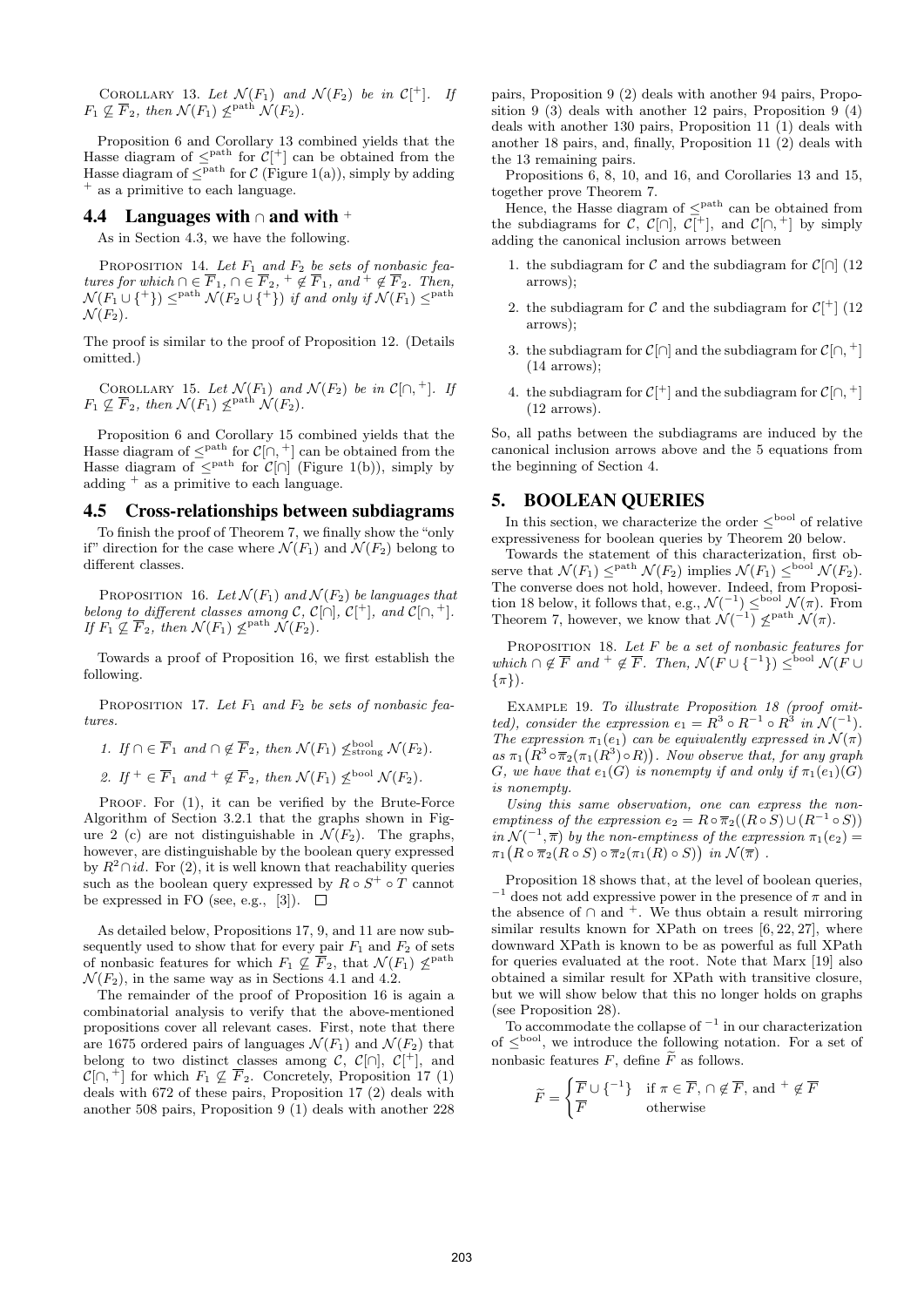Corollary 13. *Let $\mathcal{N}(F_1)$ and $\mathcal{N}(F_2)$ be in $\mathcal{C}[^+]$. If $F_1 \not\subseteq \overline{F}_2$, then $\mathcal{N}(F_1) \not\leq^{\text{path}} \mathcal{N}(F_2)$.*

Proposition 6 and Corollary 13 combined yields that the Hasse diagram of $\leq^{\text{path}}$ for $\mathcal{C}[^+]$ can be obtained from the Hasse diagram of $\leq^{\text{path}}$ for $\mathcal{C}$ (Figure 1(a)), simply by adding $^+$ as a primitive to each language.

## 4.4 Languages with $\cap$ and with $^+$

As in Section 4.3, we have the following.

Proposition 14. *Let $F_1$ and $F_2$ be sets of nonbasic features for which $\cap \in \overline{F}_1$, $\cap \in \overline{F}_2$, $^+ \notin \overline{F}_1$, and $^+ \notin \overline{F}_2$. Then, $\mathcal{N}(F_1 \cup \{^+\}) \leq^{\text{path}} \mathcal{N}(F_2 \cup \{^+\})$ if and only if $\mathcal{N}(F_1) \leq^{\text{path}} \mathcal{N}(F_2)$.*

The proof is similar to the proof of Proposition 12. (Details omitted.)

Corollary 15. *Let $\mathcal{N}(F_1)$ and $\mathcal{N}(F_2)$ be in $\mathcal{C}[\cap, ^+]$. If $F_1 \not\subseteq \overline{F}_2$, then $\mathcal{N}(F_1) \not\leq^{\text{path}} \mathcal{N}(F_2)$.*

Proposition 6 and Corollary 15 combined yields that the Hasse diagram of $\leq^{\text{path}}$ for $\mathcal{C}[\cap, ^+]$ can be obtained from the Hasse diagram of $\leq^{\text{path}}$ for $\mathcal{C}[\cap]$ (Figure 1(b)), simply by adding $^+$ as a primitive to each language.

## 4.5 Cross-relationships between subdiagrams

To finish the proof of Theorem 7, we finally show the "only if" direction for the case where $\mathcal{N}(F_1)$ and $\mathcal{N}(F_2)$ belong to different classes.

Proposition 16. *Let $\mathcal{N}(F_1)$ and $\mathcal{N}(F_2)$ be languages that belong to different classes among $\mathcal{C}$, $\mathcal{C}[\cap]$, $\mathcal{C}[^+]$, and $\mathcal{C}[\cap, ^+]$. If $F_1 \not\subseteq \overline{F}_2$, then $\mathcal{N}(F_1) \not\leq^{\text{path}} \mathcal{N}(F_2)$.*

Towards a proof of Proposition 16, we first establish the following.

Proposition 17. *Let $F_1$ and $F_2$ be sets of nonbasic features.*

1. *If $\cap \in \overline{F}_1$ and $\cap \notin \overline{F}_2$, then $\mathcal{N}(F_1) \not\leq^{\text{bool}}_{\text{strong}} \mathcal{N}(F_2)$.*
2. *If $^+ \in \overline{F}_1$ and $^+ \notin \overline{F}_2$, then $\mathcal{N}(F_1) \not\leq^{\text{bool}} \mathcal{N}(F_2)$.*

Proof. For (1), it can be verified by the Brute-Force Algorithm of Section 3.2.1 that the graphs shown in Figure 2 (c) are not distinguishable in $\mathcal{N}(F_2)$. The graphs, however, are distinguishable by the boolean query expressed by $R^2 \cap id$. For (2), it is well known that reachability queries such as the boolean query expressed by $R \circ S^+ \circ T$ cannot be expressed in FO (see, e.g., [3]). $\square$

As detailed below, Propositions 17, 9, and 11 are now subsequently used to show that for every pair $F_1$ and $F_2$ of sets of nonbasic features for which $F_1 \not\subseteq \overline{F}_2$, that $\mathcal{N}(F_1) \not\leq^{\text{path}} \mathcal{N}(F_2)$, in the same way as in Sections 4.1 and 4.2.

The remainder of the proof of Proposition 16 is again a combinatorial analysis to verify that the above-mentioned propositions cover all relevant cases. First, note that there are 1675 ordered pairs of languages $\mathcal{N}(F_1)$ and $\mathcal{N}(F_2)$ that belong to two distinct classes among $\mathcal{C}$, $\mathcal{C}[\cap]$, $\mathcal{C}[^+]$, and $\mathcal{C}[\cap, ^+]$ for which $F_1 \not\subseteq \overline{F}_2$. Concretely, Proposition 17 (1) deals with 672 of these pairs, Proposition 17 (2) deals with another 508 pairs, Proposition 9 (1) deals with another 228 pairs, Proposition 9 (2) deals with another 94 pairs, Proposition 9 (3) deals with another 12 pairs, Proposition 9 (4) deals with another 130 pairs, Proposition 11 (1) deals with another 18 pairs, and, finally, Proposition 11 (2) deals with the 13 remaining pairs.

Propositions 6, 8, 10, and 16, and Corollaries 13 and 15, together prove Theorem 7.

Hence, the Hasse diagram of $\leq^{\text{path}}$ can be obtained from the subdiagrams for $\mathcal{C}$, $\mathcal{C}[\cap]$, $\mathcal{C}[^+]$, and $\mathcal{C}[\cap, ^+]$ by simply adding the canonical inclusion arrows between

1. the subdiagram for $\mathcal{C}$ and the subdiagram for $\mathcal{C}[\cap]$ (12 arrows);
2. the subdiagram for $\mathcal{C}$ and the subdiagram for $\mathcal{C}[^+]$ (12 arrows);
3. the subdiagram for $\mathcal{C}[\cap]$ and the subdiagram for $\mathcal{C}[\cap, ^+]$ (14 arrows);
4. the subdiagram for $\mathcal{C}[^+]$ and the subdiagram for $\mathcal{C}[\cap, ^+]$ (12 arrows).

So, all paths between the subdiagrams are induced by the canonical inclusion arrows above and the 5 equations from the beginning of Section 4.

# 5. BOOLEAN QUERIES

In this section, we characterize the order $\leq^{\text{bool}}$ of relative expressiveness for boolean queries by Theorem 20 below.

Towards the statement of this characterization, first observe that $\mathcal{N}(F_1) \leq^{\text{path}} \mathcal{N}(F_2)$ implies $\mathcal{N}(F_1) \leq^{\text{bool}} \mathcal{N}(F_2)$. The converse does not hold, however. Indeed, from Proposition 18 below, it follows that, e.g., $\mathcal{N}(^{-1}) \leq^{\text{bool}} \mathcal{N}(\pi)$. From Theorem 7, however, we know that $\mathcal{N}(^{-1}) \not\leq^{\text{path}} \mathcal{N}(\pi)$.

Proposition 18. *Let $F$ be a set of nonbasic features for which $\cap \notin \overline{F}$ and $^+ \notin \overline{F}$. Then, $\mathcal{N}(F \cup \{^{-1}\}) \leq^{\text{bool}} \mathcal{N}(F \cup \{\pi\})$.*

Example 19. *To illustrate Proposition 18 (proof omitted), consider the expression $e_1 = R^3 \circ R^{-1} \circ R^3$ in $\mathcal{N}(^{-1})$. The expression $\pi_1(e_1)$ can be equivalently expressed in $\mathcal{N}(\pi)$ as $\pi_1\big(R^3 \circ \overline{\pi}_2(\pi_1(R^3) \circ R)\big)$. Now observe that, for any graph $G$, we have that $e_1(G)$ is nonempty if and only if $\pi_1(e_1)(G)$ is nonempty.*

*Using this same observation, one can express the nonemptiness of the expression $e_2 = R \circ \overline{\pi}_2((R \circ S) \cup (R^{-1} \circ S))$ in $\mathcal{N}(^{-1}, \overline{\pi})$ by the non-emptiness of the expression $\pi_1(e_2) = \pi_1\big(R \circ \overline{\pi}_2(R \circ S) \circ \overline{\pi}_2(\pi_1(R) \circ S)\big)$ in $\mathcal{N}(\overline{\pi})$ .*

Proposition 18 shows that, at the level of boolean queries, $^{-1}$ does not add expressive power in the presence of $\pi$ and in the absence of $\cap$ and $^+$. We thus obtain a result mirroring similar results known for XPath on trees [6, 22, 27], where downward XPath is known to be as powerful as full XPath for queries evaluated at the root. Note that Marx [19] also obtained a similar result for XPath with transitive closure, but we will show below that this no longer holds on graphs (see Proposition 28).

To accommodate the collapse of $^{-1}$ in our characterization of $\leq^{\text{bool}}$, we introduce the following notation. For a set of nonbasic features $F$, define $\widetilde{F}$ as follows.

$$\widetilde{F} = \begin{cases} \overline{F} \cup \{^{-1}\} & \text{if } \pi \in \overline{F},\ \cap \notin \overline{F}, \text{ and } ^+ \notin \overline{F} \\ \overline{F} & \text{otherwise} \end{cases}$$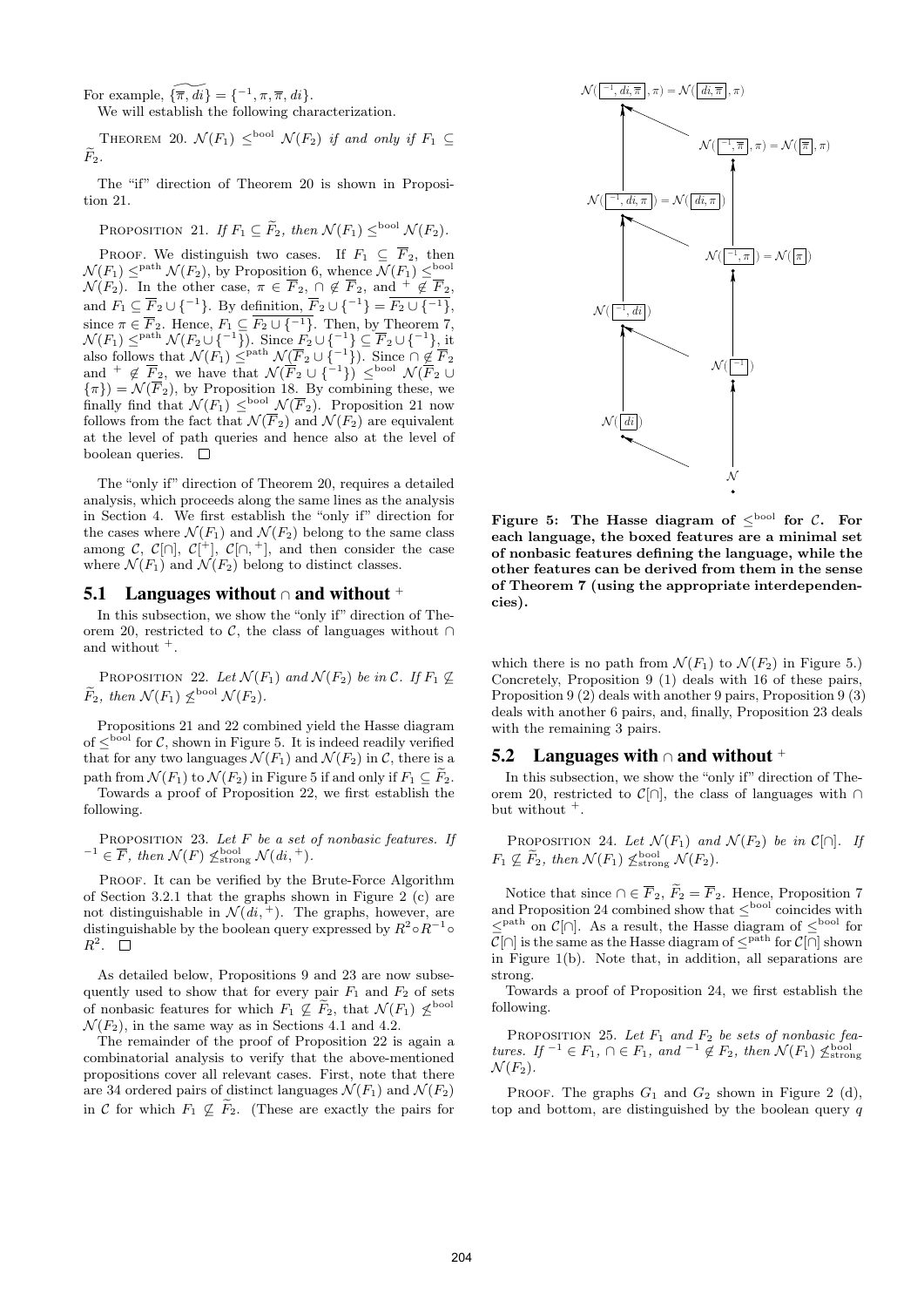For example, $\widetilde{\{\overline{\pi}, di\}} = \{^{-1}, \pi, \overline{\pi}, di\}$.

We will establish the following characterization.

THEOREM 20. $\mathcal{N}(F_1) \leq^{\text{bool}} \mathcal{N}(F_2)$ *if and only if* $F_1 \subseteq \widetilde{F}_2$.

The "if" direction of Theorem 20 is shown in Proposition 21.

PROPOSITION 21. *If* $F_1 \subseteq \widetilde{F}_2$*, then* $\mathcal{N}(F_1) \leq^{\text{bool}} \mathcal{N}(F_2)$.

PROOF. We distinguish two cases. If $F_1 \subseteq \overline{F}_2$, then $\mathcal{N}(F_1) \leq^{\text{path}} \mathcal{N}(F_2)$, by Proposition 6, whence $\mathcal{N}(F_1) \leq^{\text{bool}} \mathcal{N}(F_2)$. In the other case, $\pi \in \overline{F}_2$, $\cap \notin \overline{F}_2$, and $^+ \notin \overline{F}_2$, and $F_1 \subseteq \overline{F}_2 \cup \{^{-1}\}$. By definition, $\overline{F}_2 \cup \{^{-1}\} = \overline{F_2 \cup \{^{-1}\}}$, since $\pi \in \overline{F}_2$. Hence, $F_1 \subseteq \overline{F_2 \cup \{^{-1}\}}$. Then, by Theorem 7, $\mathcal{N}(F_1) \leq^{\text{path}} \mathcal{N}(F_2 \cup \{^{-1}\})$. Since $F_2 \cup \{^{-1}\} \subseteq \overline{F}_2 \cup \{^{-1}\}$, it also follows that $\mathcal{N}(F_1) \leq^{\text{path}} \mathcal{N}(\overline{F}_2 \cup \{^{-1}\})$. Since $\cap \notin \overline{F}_2$ and $^+ \notin \overline{F}_2$, we have that $\mathcal{N}(\overline{F}_2 \cup \{^{-1}\}) \leq^{\text{bool}} \mathcal{N}(\overline{F}_2 \cup \{\pi\}) = \mathcal{N}(\overline{F}_2)$, by Proposition 18. By combining these, we finally find that $\mathcal{N}(F_1) \leq^{\text{bool}} \mathcal{N}(\overline{F}_2)$. Proposition 21 now follows from the fact that $\mathcal{N}(\overline{F}_2)$ and $\mathcal{N}(F_2)$ are equivalent at the level of path queries and hence also at the level of boolean queries. □

The "only if" direction of Theorem 20, requires a detailed analysis, which proceeds along the same lines as the analysis in Section 4. We first establish the "only if" direction for the cases where $\mathcal{N}(F_1)$ and $\mathcal{N}(F_2)$ belong to the same class among $\mathcal{C}$, $\mathcal{C}[\cap]$, $\mathcal{C}[^+]$, $\mathcal{C}[\cap, ^+]$, and then consider the case where $\mathcal{N}(F_1)$ and $\mathcal{N}(F_2)$ belong to distinct classes.

## 5.1 Languages without $\cap$ and without $^+$

In this subsection, we show the "only if" direction of Theorem 20, restricted to $\mathcal{C}$, the class of languages without $\cap$ and without $^+$.

PROPOSITION 22. *Let* $\mathcal{N}(F_1)$ *and* $\mathcal{N}(F_2)$ *be in* $\mathcal{C}$*. If* $F_1 \not\subseteq \widetilde{F}_2$*, then* $\mathcal{N}(F_1) \not\leq^{\text{bool}} \mathcal{N}(F_2)$.

Propositions 21 and 22 combined yield the Hasse diagram of $\leq^{\text{bool}}$ for $\mathcal{C}$, shown in Figure 5. It is indeed readily verified that for any two languages $\mathcal{N}(F_1)$ and $\mathcal{N}(F_2)$ in $\mathcal{C}$, there is a path from $\mathcal{N}(F_1)$ to $\mathcal{N}(F_2)$ in Figure 5 if and only if $F_1 \subseteq \widetilde{F}_2$.

Towards a proof of Proposition 22, we first establish the following.

PROPOSITION 23. *Let* $F$ *be a set of nonbasic features. If* $^{-1} \in \overline{F}$*, then* $\mathcal{N}(F) \not\leq^{\text{bool}}_{\text{strong}} \mathcal{N}(di, ^+)$.

PROOF. It can be verified by the Brute-Force Algorithm of Section 3.2.1 that the graphs shown in Figure 2 (c) are not distinguishable in $\mathcal{N}(di, ^+)$. The graphs, however, are distinguishable by the boolean query expressed by $R^2 \circ R^{-1} \circ R^2$. □

As detailed below, Propositions 9 and 23 are now subsequently used to show that for every pair $F_1$ and $F_2$ of sets of nonbasic features for which $F_1 \not\subseteq \widetilde{F}_2$, that $\mathcal{N}(F_1) \not\leq^{\text{bool}} \mathcal{N}(F_2)$, in the same way as in Sections 4.1 and 4.2.

The remainder of the proof of Proposition 22 is again a combinatorial analysis to verify that the above-mentioned propositions cover all relevant cases. First, note that there are 34 ordered pairs of distinct languages $\mathcal{N}(F_1)$ and $\mathcal{N}(F_2)$ in $\mathcal{C}$ for which $F_1 \not\subseteq \widetilde{F}_2$. (These are exactly the pairs for which there is no path from $\mathcal{N}(F_1)$ to $\mathcal{N}(F_2)$ in Figure 5.) Concretely, Proposition 9 (1) deals with 16 of these pairs, Proposition 9 (2) deals with another 9 pairs, Proposition 9 (3) deals with another 6 pairs, and, finally, Proposition 23 deals with the remaining 3 pairs.

**Figure 5: The Hasse diagram of $\leq^{\text{bool}}$ for $\mathcal{C}$. For each language, the boxed features are a minimal set of nonbasic features defining the language, while the other features can be derived from them in the sense of Theorem 7 (using the appropriate interdependencies).**

## 5.2 Languages with $\cap$ and without $^+$

In this subsection, we show the "only if" direction of Theorem 20, restricted to $\mathcal{C}[\cap]$, the class of languages with $\cap$ but without $^+$.

PROPOSITION 24. *Let* $\mathcal{N}(F_1)$ *and* $\mathcal{N}(F_2)$ *be in* $\mathcal{C}[\cap]$*. If* $F_1 \not\subseteq \widetilde{F}_2$*, then* $\mathcal{N}(F_1) \not\leq^{\text{bool}}_{\text{strong}} \mathcal{N}(F_2)$.

Notice that since $\cap \in \overline{F}_2$, $\widetilde{F}_2 = \overline{F}_2$. Hence, Proposition 7 and Proposition 24 combined show that $\leq^{\text{bool}}$ coincides with $\leq^{\text{path}}$ on $\mathcal{C}[\cap]$. As a result, the Hasse diagram of $\leq^{\text{bool}}$ for $\mathcal{C}[\cap]$ is the same as the Hasse diagram of $\leq^{\text{path}}$ for $\mathcal{C}[\cap]$ shown in Figure 1(b). Note that, in addition, all separations are strong.

Towards a proof of Proposition 24, we first establish the following.

PROPOSITION 25. *Let* $F_1$ *and* $F_2$ *be sets of nonbasic features. If* $^{-1} \in F_1$*,* $\cap \in F_1$*, and* $^{-1} \notin F_2$*, then* $\mathcal{N}(F_1) \not\leq^{\text{bool}}_{\text{strong}} \mathcal{N}(F_2)$.

PROOF. The graphs $G_1$ and $G_2$ shown in Figure 2 (d), top and bottom, are distinguished by the boolean query $q$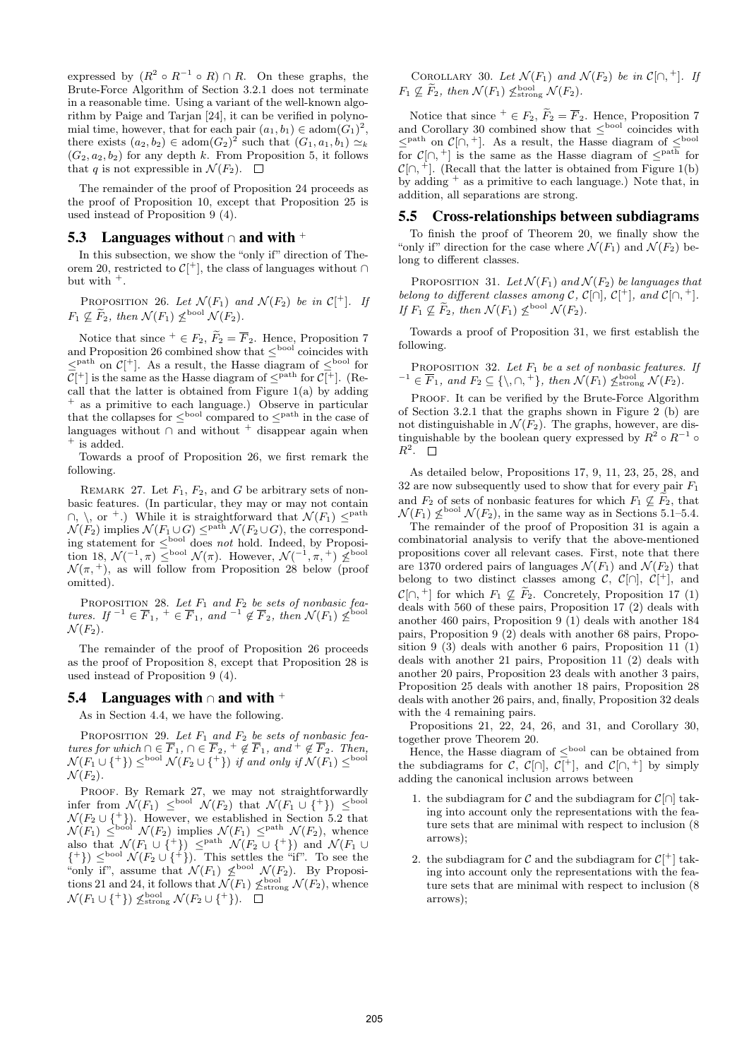expressed by $(R^2 \circ R^{-1} \circ R) \cap R$. On these graphs, the Brute-Force Algorithm of Section 3.2.1 does not terminate in a reasonable time. Using a variant of the well-known algorithm by Paige and Tarjan [24], it can be verified in polynomial time, however, that for each pair $(a_1, b_1) \in \text{adom}(G_1)^2$, there exists $(a_2, b_2) \in \text{adom}(G_2)^2$ such that $(G_1, a_1, b_1) \simeq_k (G_2, a_2, b_2)$ for any depth $k$. From Proposition 5, it follows that $q$ is not expressible in $\mathcal{N}(F_2)$. $\square$

The remainder of the proof of Proposition 24 proceeds as the proof of Proposition 10, except that Proposition 25 is used instead of Proposition 9 (4).

### 5.3 Languages without $\cap$ and with $^+$

In this subsection, we show the "only if" direction of Theorem 20, restricted to $\mathcal{C}[^+]$, the class of languages without $\cap$ but with $^+$.

Proposition 26. *Let $\mathcal{N}(F_1)$ and $\mathcal{N}(F_2)$ be in $\mathcal{C}[^+]$. If $F_1 \not\subseteq \widetilde{F}_2$, then $\mathcal{N}(F_1) \not\leq^{\text{bool}} \mathcal{N}(F_2)$.*

Notice that since $^+ \in F_2$, $\widetilde{F}_2 = \overline{F}_2$. Hence, Proposition 7 and Proposition 26 combined show that $\leq^{\text{bool}}$ coincides with $\leq^{\text{path}}$ on $\mathcal{C}[^+]$. As a result, the Hasse diagram of $\leq^{\text{bool}}$ for $\mathcal{C}[^+]$ is the same as the Hasse diagram of $\leq^{\text{path}}$ for $\mathcal{C}[^+]$. (Recall that the latter is obtained from Figure 1(a) by adding $^+$ as a primitive to each language.) Observe in particular that the collapses for $\leq^{\text{bool}}$ compared to $\leq^{\text{path}}$ in the case of languages without $\cap$ and without $^+$ disappear again when $^+$ is added.

Towards a proof of Proposition 26, we first remark the following.

Remark 27. Let $F_1$, $F_2$, and $G$ be arbitrary sets of nonbasic features. (In particular, they may or may not contain $\cap$, $\setminus$, or $^+$.) While it is straightforward that $\mathcal{N}(F_1) \leq^{\text{path}} \mathcal{N}(F_2)$ implies $\mathcal{N}(F_1 \cup G) \leq^{\text{path}} \mathcal{N}(F_2 \cup G)$, the corresponding statement for $\leq^{\text{bool}}$ does *not* hold. Indeed, by Proposition 18, $\mathcal{N}(^{-1}, \pi) \leq^{\text{bool}} \mathcal{N}(\pi)$. However, $\mathcal{N}(^{-1}, \pi, ^+) \not\leq^{\text{bool}} \mathcal{N}(\pi, ^+)$, as will follow from Proposition 28 below (proof omitted).

Proposition 28. *Let $F_1$ and $F_2$ be sets of nonbasic features. If $^{-1} \in \overline{F}_1$, $^+ \in \overline{F}_1$, and $^{-1} \notin \overline{F}_2$, then $\mathcal{N}(F_1) \not\leq^{\text{bool}} \mathcal{N}(F_2)$.*

The remainder of the proof of Proposition 26 proceeds as the proof of Proposition 8, except that Proposition 28 is used instead of Proposition 9 (4).

### 5.4 Languages with $\cap$ and with $^+$

As in Section 4.4, we have the following.

Proposition 29. *Let $F_1$ and $F_2$ be sets of nonbasic features for which $\cap \in \overline{F}_1$, $\cap \in \overline{F}_2$, $^+ \notin \overline{F}_1$, and $^+ \notin \overline{F}_2$. Then, $\mathcal{N}(F_1 \cup \{^+\}) \leq^{\text{bool}} \mathcal{N}(F_2 \cup \{^+\})$ if and only if $\mathcal{N}(F_1) \leq^{\text{bool}} \mathcal{N}(F_2)$.*

Proof. By Remark 27, we may not straightforwardly infer from $\mathcal{N}(F_1) \leq^{\text{bool}} \mathcal{N}(F_2)$ that $\mathcal{N}(F_1 \cup \{^+\}) \leq^{\text{bool}} \mathcal{N}(F_2 \cup \{^+\})$. However, we established in Section 5.2 that $\mathcal{N}(F_1) \leq^{\text{bool}} \mathcal{N}(F_2)$ implies $\mathcal{N}(F_1) \leq^{\text{path}} \mathcal{N}(F_2)$, whence also that $\mathcal{N}(F_1 \cup \{^+\}) \leq^{\text{path}} \mathcal{N}(F_2 \cup \{^+\})$ and $\mathcal{N}(F_1 \cup \{^+\}) \leq^{\text{bool}} \mathcal{N}(F_2 \cup \{^+\})$. This settles the "if". To see the "only if", assume that $\mathcal{N}(F_1) \not\leq^{\text{bool}} \mathcal{N}(F_2)$. By Propositions 21 and 24, it follows that $\mathcal{N}(F_1) \not\leq^{\text{bool}}_{\text{strong}} \mathcal{N}(F_2)$, whence $\mathcal{N}(F_1 \cup \{^+\}) \not\leq^{\text{bool}}_{\text{strong}} \mathcal{N}(F_2 \cup \{^+\})$. $\square$

Corollary 30. *Let $\mathcal{N}(F_1)$ and $\mathcal{N}(F_2)$ be in $\mathcal{C}[\cap, ^+]$. If $F_1 \not\subseteq \widetilde{F}_2$, then $\mathcal{N}(F_1) \not\leq^{\text{bool}}_{\text{strong}} \mathcal{N}(F_2)$.*

Notice that since $^+ \in F_2$, $\widetilde{F}_2 = \overline{F}_2$. Hence, Proposition 7 and Corollary 30 combined show that $\leq^{\text{bool}}$ coincides with $\leq^{\text{path}}$ on $\mathcal{C}[\cap, ^+]$. As a result, the Hasse diagram of $\leq^{\text{bool}}$ for $\mathcal{C}[\cap, ^+]$ is the same as the Hasse diagram of $\leq^{\text{path}}$ for $\mathcal{C}[\cap, ^+]$. (Recall that the latter is obtained from Figure 1(b) by adding $^+$ as a primitive to each language.) Note that, in addition, all separations are strong.

### 5.5 Cross-relationships between subdiagrams

To finish the proof of Theorem 20, we finally show the "only if" direction for the case where $\mathcal{N}(F_1)$ and $\mathcal{N}(F_2)$ belong to different classes.

Proposition 31. *Let $\mathcal{N}(F_1)$ and $\mathcal{N}(F_2)$ be languages that belong to different classes among $\mathcal{C}$, $\mathcal{C}[\cap]$, $\mathcal{C}[^+]$, and $\mathcal{C}[\cap, ^+]$. If $F_1 \not\subseteq \widetilde{F}_2$, then $\mathcal{N}(F_1) \not\leq^{\text{bool}} \mathcal{N}(F_2)$.*

Towards a proof of Proposition 31, we first establish the following.

Proposition 32. *Let $F_1$ be a set of nonbasic features. If $^{-1} \in \overline{F}_1$, and $F_2 \subseteq \{\setminus, \cap, ^+\}$, then $\mathcal{N}(F_1) \not\leq^{\text{bool}}_{\text{strong}} \mathcal{N}(F_2)$.*

Proof. It can be verified by the Brute-Force Algorithm of Section 3.2.1 that the graphs shown in Figure 2 (b) are not distinguishable in $\mathcal{N}(F_2)$. The graphs, however, are distinguishable by the boolean query expressed by $R^2 \circ R^{-1} \circ R^2$. $\square$

As detailed below, Propositions 17, 9, 11, 23, 25, 28, and 32 are now subsequently used to show that for every pair $F_1$ and $F_2$ of sets of nonbasic features for which $F_1 \not\subseteq \widetilde{F}_2$, that $\mathcal{N}(F_1) \not\leq^{\text{bool}} \mathcal{N}(F_2)$, in the same way as in Sections 5.1–5.4.

The remainder of the proof of Proposition 31 is again a combinatorial analysis to verify that the above-mentioned propositions cover all relevant cases. First, note that there are 1370 ordered pairs of languages $\mathcal{N}(F_1)$ and $\mathcal{N}(F_2)$ that belong to two distinct classes among $\mathcal{C}$, $\mathcal{C}[\cap]$, $\mathcal{C}[^+]$, and $\mathcal{C}[\cap, ^+]$ for which $F_1 \not\subseteq \widetilde{F}_2$. Concretely, Proposition 17 (1) deals with 560 of these pairs, Proposition 17 (2) deals with another 460 pairs, Proposition 9 (1) deals with another 184 pairs, Proposition 9 (2) deals with another 68 pairs, Proposition 9 (3) deals with another 6 pairs, Proposition 11 (1) deals with another 21 pairs, Proposition 11 (2) deals with another 20 pairs, Proposition 23 deals with another 3 pairs, Proposition 25 deals with another 18 pairs, Proposition 28 deals with another 26 pairs, and, finally, Proposition 32 deals with the 4 remaining pairs.

Propositions 21, 22, 24, 26, and 31, and Corollary 30, together prove Theorem 20.

Hence, the Hasse diagram of $\leq^{\text{bool}}$ can be obtained from the subdiagrams for $\mathcal{C}$, $\mathcal{C}[\cap]$, $\mathcal{C}[^+]$, and $\mathcal{C}[\cap, ^+]$ by simply adding the canonical inclusion arrows between

1. the subdiagram for $\mathcal{C}$ and the subdiagram for $\mathcal{C}[\cap]$ taking into account only the representations with the feature sets that are minimal with respect to inclusion (8 arrows);
2. the subdiagram for $\mathcal{C}$ and the subdiagram for $\mathcal{C}[^+]$ taking into account only the representations with the feature sets that are minimal with respect to inclusion (8 arrows);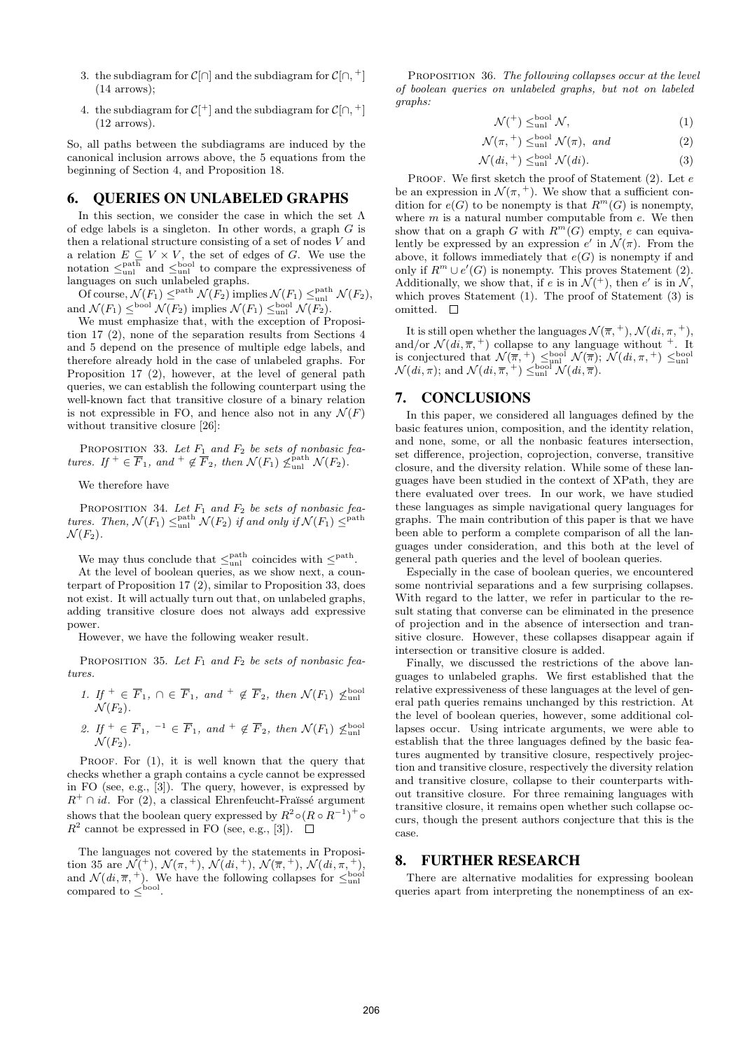3. the subdiagram for $\mathcal{C}[\cap]$ and the subdiagram for $\mathcal{C}[\cap, {}^+]$ (14 arrows);
4. the subdiagram for $\mathcal{C}[{}^+]$ and the subdiagram for $\mathcal{C}[\cap, {}^+]$ (12 arrows).

So, all paths between the subdiagrams are induced by the canonical inclusion arrows above, the 5 equations from the beginning of Section 4, and Proposition 18.

## 6. QUERIES ON UNLABELED GRAPHS

In this section, we consider the case in which the set $\Lambda$ of edge labels is a singleton. In other words, a graph $G$ is then a relational structure consisting of a set of nodes $V$ and a relation $E \subseteq V \times V$, the set of edges of $G$. We use the notation $\leq^{\text{path}}_{\text{unl}}$ and $\leq^{\text{bool}}_{\text{unl}}$ to compare the expressiveness of languages on such unlabeled graphs.

Of course, $\mathcal{N}(F_1) \leq^{\text{path}} \mathcal{N}(F_2)$ implies $\mathcal{N}(F_1) \leq^{\text{path}}_{\text{unl}} \mathcal{N}(F_2)$, and $\mathcal{N}(F_1) \leq^{\text{bool}} \mathcal{N}(F_2)$ implies $\mathcal{N}(F_1) \leq^{\text{bool}}_{\text{unl}} \mathcal{N}(F_2)$.

We must emphasize that, with the exception of Proposition 17 (2), none of the separation results from Sections 4 and 5 depend on the presence of multiple edge labels, and therefore already hold in the case of unlabeled graphs. For Proposition 17 (2), however, at the level of general path queries, we can establish the following counterpart using the well-known fact that transitive closure of a binary relation is not expressible in FO, and hence also not in any $\mathcal{N}(F)$ without transitive closure [26]:

PROPOSITION 33. *Let $F_1$ and $F_2$ be sets of nonbasic features. If ${}^+ \in \overline{F}_1$, and ${}^+ \notin \overline{F}_2$, then $\mathcal{N}(F_1) \not\leq^{\text{path}}_{\text{unl}} \mathcal{N}(F_2)$.*

We therefore have

PROPOSITION 34. *Let $F_1$ and $F_2$ be sets of nonbasic features. Then, $\mathcal{N}(F_1) \leq^{\text{path}}_{\text{unl}} \mathcal{N}(F_2)$ if and only if $\mathcal{N}(F_1) \leq^{\text{path}} \mathcal{N}(F_2)$.*

We may thus conclude that $\leq^{\text{path}}_{\text{unl}}$ coincides with $\leq^{\text{path}}$.

At the level of boolean queries, as we show next, a counterpart of Proposition 17 (2), similar to Proposition 33, does not exist. It will actually turn out that, on unlabeled graphs, adding transitive closure does not always add expressive power.

However, we have the following weaker result.

PROPOSITION 35. *Let $F_1$ and $F_2$ be sets of nonbasic features.*

1. *If ${}^+ \in \overline{F}_1$, $\cap \in \overline{F}_1$, and ${}^+ \notin \overline{F}_2$, then $\mathcal{N}(F_1) \not\leq^{\text{bool}}_{\text{unl}} \mathcal{N}(F_2)$.*
2. *If ${}^+ \in \overline{F}_1$, ${}^{-1} \in \overline{F}_1$, and ${}^+ \notin \overline{F}_2$, then $\mathcal{N}(F_1) \not\leq^{\text{bool}}_{\text{unl}} \mathcal{N}(F_2)$.*

PROOF. For (1), it is well known that the query that checks whether a graph contains a cycle cannot be expressed in FO (see, e.g., [3]). The query, however, is expressed by $R^+ \cap id$. For (2), a classical Ehrenfeucht-Fraïssé argument shows that the boolean query expressed by $R^2 \circ (R \circ R^{-1})^+ \circ R^2$ cannot be expressed in FO (see, e.g., [3]). $\square$

The languages not covered by the statements in Proposition 35 are $\mathcal{N}({}^+)$, $\mathcal{N}(\pi, {}^+)$, $\mathcal{N}(di, {}^+)$, $\mathcal{N}(\overline{\pi}, {}^+)$, $\mathcal{N}(di, \pi, {}^+)$, and $\mathcal{N}(di, \overline{\pi}, {}^+)$. We have the following collapses for $\leq^{\text{bool}}_{\text{unl}}$ compared to $\leq^{\text{bool}}$.

PROPOSITION 36. *The following collapses occur at the level of boolean queries on unlabeled graphs, but not on labeled graphs:*

$$\mathcal{N}({}^+) \leq^{\text{bool}}_{\text{unl}} \mathcal{N}, \tag{1}$$

$$\mathcal{N}(\pi, {}^+) \leq^{\text{bool}}_{\text{unl}} \mathcal{N}(\pi), \text{ and} \tag{2}$$

$$\mathcal{N}(di, {}^+) \leq^{\text{bool}}_{\text{unl}} \mathcal{N}(di). \tag{3}$$

PROOF. We first sketch the proof of Statement (2). Let $e$ be an expression in $\mathcal{N}(\pi, {}^+)$. We show that a sufficient condition for $e(G)$ to be nonempty is that $R^m(G)$ is nonempty, where $m$ is a natural number computable from $e$. We then show that on a graph $G$ with $R^m(G)$ empty, $e$ can equivalently be expressed by an expression $e'$ in $\mathcal{N}(\pi)$. From the above, it follows immediately that $e(G)$ is nonempty if and only if $R^m \cup e'(G)$ is nonempty. This proves Statement (2). Additionally, we show that, if $e$ is in $\mathcal{N}({}^+)$, then $e'$ is in $\mathcal{N}$, which proves Statement (1). The proof of Statement (3) is omitted. $\square$

It is still open whether the languages $\mathcal{N}(\overline{\pi}, {}^+)$, $\mathcal{N}(di, \pi, {}^+)$, and/or $\mathcal{N}(di, \overline{\pi}, {}^+)$ collapse to any language without ${}^+$. It is conjectured that $\mathcal{N}(\overline{\pi}, {}^+) \leq^{\text{bool}}_{\text{unl}} \mathcal{N}(\overline{\pi})$; $\mathcal{N}(di, \pi, {}^+) \leq^{\text{bool}}_{\text{unl}} \mathcal{N}(di, \pi)$; and $\mathcal{N}(di, \overline{\pi}, {}^+) \leq^{\text{bool}}_{\text{unl}} \mathcal{N}(di, \overline{\pi})$.

## 7. CONCLUSIONS

In this paper, we considered all languages defined by the basic features union, composition, and the identity relation, and none, some, or all the nonbasic features intersection, set difference, projection, coprojection, converse, transitive closure, and the diversity relation. While some of these languages have been studied in the context of XPath, they are there evaluated over trees. In our work, we have studied these languages as simple navigational query languages for graphs. The main contribution of this paper is that we have been able to perform a complete comparison of all the languages under consideration, and this both at the level of general path queries and the level of boolean queries.

Especially in the case of boolean queries, we encountered some nontrivial separations and a few surprising collapses. With regard to the latter, we refer in particular to the result stating that converse can be eliminated in the presence of projection and in the absence of intersection and transitive closure. However, these collapses disappear again if intersection or transitive closure is added.

Finally, we discussed the restrictions of the above languages to unlabeled graphs. We first established that the relative expressiveness of these languages at the level of general path queries remains unchanged by this restriction. At the level of boolean queries, however, some additional collapses occur. Using intricate arguments, we were able to establish that the three languages defined by the basic features augmented by transitive closure, respectively projection and transitive closure, respectively the diversity relation and transitive closure, collapse to their counterparts without transitive closure. For three remaining languages with transitive closure, it remains open whether such collapse occurs, though the present authors conjecture that this is the case.

## 8. FURTHER RESEARCH

There are alternative modalities for expressing boolean queries apart from interpreting the nonemptiness of an ex-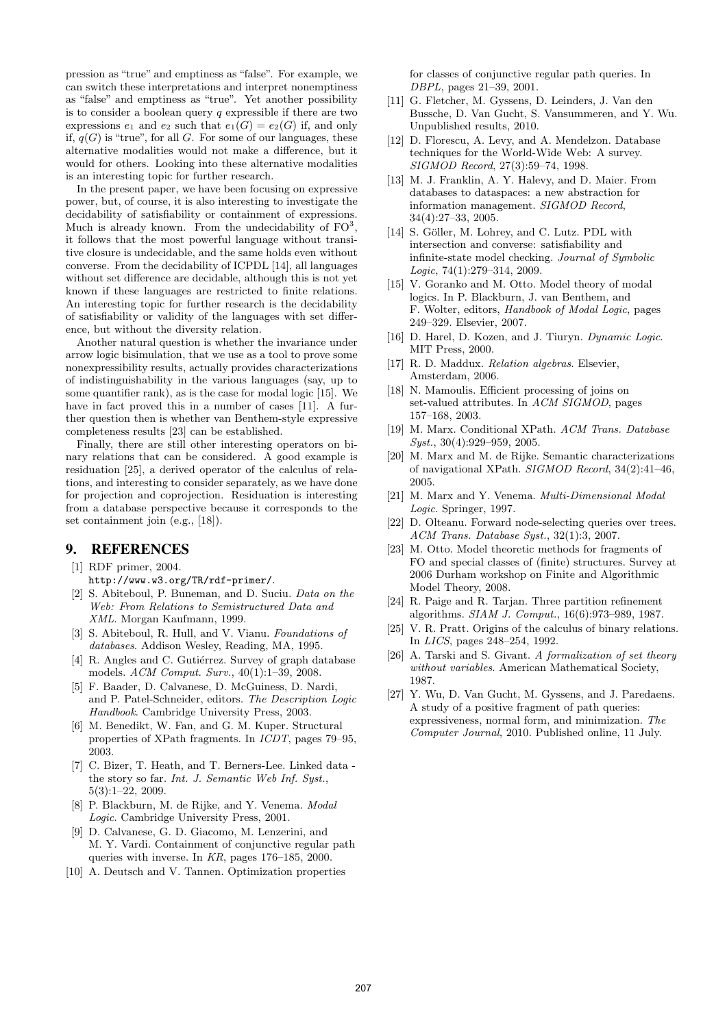pression as "true" and emptiness as "false". For example, we can switch these interpretations and interpret nonemptiness as "false" and emptiness as "true". Yet another possibility is to consider a boolean query $q$ expressible if there are two expressions $e_1$ and $e_2$ such that $e_1(G) = e_2(G)$ if, and only if, $q(G)$ is "true", for all $G$. For some of our languages, these alternative modalities would not make a difference, but it would for others. Looking into these alternative modalities is an interesting topic for further research.

In the present paper, we have been focusing on expressive power, but, of course, it is also interesting to investigate the decidability of satisfiability or containment of expressions. Much is already known. From the undecidability of $\mathrm{FO}^3$, it follows that the most powerful language without transitive closure is undecidable, and the same holds even without converse. From the decidability of ICPDL [14], all languages without set difference are decidable, although this is not yet known if these languages are restricted to finite relations. An interesting topic for further research is the decidability of satisfiability or validity of the languages with set difference, but without the diversity relation.

Another natural question is whether the invariance under arrow logic bisimulation, that we use as a tool to prove some nonexpressibility results, actually provides characterizations of indistinguishability in the various languages (say, up to some quantifier rank), as is the case for modal logic [15]. We have in fact proved this in a number of cases [11]. A further question then is whether van Benthem-style expressive completeness results [23] can be established.

Finally, there are still other interesting operators on binary relations that can be considered. A good example is residuation [25], a derived operator of the calculus of relations, and interesting to consider separately, as we have done for projection and coprojection. Residuation is interesting from a database perspective because it corresponds to the set containment join (e.g., [18]).

## 9. REFERENCES

[1] RDF primer, 2004. http://www.w3.org/TR/rdf-primer/.

[2] S. Abiteboul, P. Buneman, and D. Suciu. *Data on the Web: From Relations to Semistructured Data and XML*. Morgan Kaufmann, 1999.

[3] S. Abiteboul, R. Hull, and V. Vianu. *Foundations of databases*. Addison Wesley, Reading, MA, 1995.

[4] R. Angles and C. Gutiérrez. Survey of graph database models. *ACM Comput. Surv.*, 40(1):1–39, 2008.

[5] F. Baader, D. Calvanese, D. McGuiness, D. Nardi, and P. Patel-Schneider, editors. *The Description Logic Handbook*. Cambridge University Press, 2003.

[6] M. Benedikt, W. Fan, and G. M. Kuper. Structural properties of XPath fragments. In *ICDT*, pages 79–95, 2003.

[7] C. Bizer, T. Heath, and T. Berners-Lee. Linked data - the story so far. *Int. J. Semantic Web Inf. Syst.*, 5(3):1–22, 2009.

[8] P. Blackburn, M. de Rijke, and Y. Venema. *Modal Logic*. Cambridge University Press, 2001.

[9] D. Calvanese, G. D. Giacomo, M. Lenzerini, and M. Y. Vardi. Containment of conjunctive regular path queries with inverse. In *KR*, pages 176–185, 2000.

[10] A. Deutsch and V. Tannen. Optimization properties for classes of conjunctive regular path queries. In *DBPL*, pages 21–39, 2001.

[11] G. Fletcher, M. Gyssens, D. Leinders, J. Van den Bussche, D. Van Gucht, S. Vansummeren, and Y. Wu. Unpublished results, 2010.

[12] D. Florescu, A. Levy, and A. Mendelzon. Database techniques for the World-Wide Web: A survey. *SIGMOD Record*, 27(3):59–74, 1998.

[13] M. J. Franklin, A. Y. Halevy, and D. Maier. From databases to dataspaces: a new abstraction for information management. *SIGMOD Record*, 34(4):27–33, 2005.

[14] S. Göller, M. Lohrey, and C. Lutz. PDL with intersection and converse: satisfiability and infinite-state model checking. *Journal of Symbolic Logic*, 74(1):279–314, 2009.

[15] V. Goranko and M. Otto. Model theory of modal logics. In P. Blackburn, J. van Benthem, and F. Wolter, editors, *Handbook of Modal Logic*, pages 249–329. Elsevier, 2007.

[16] D. Harel, D. Kozen, and J. Tiuryn. *Dynamic Logic*. MIT Press, 2000.

[17] R. D. Maddux. *Relation algebras*. Elsevier, Amsterdam, 2006.

[18] N. Mamoulis. Efficient processing of joins on set-valued attributes. In *ACM SIGMOD*, pages 157–168, 2003.

[19] M. Marx. Conditional XPath. *ACM Trans. Database Syst.*, 30(4):929–959, 2005.

[20] M. Marx and M. de Rijke. Semantic characterizations of navigational XPath. *SIGMOD Record*, 34(2):41–46, 2005.

[21] M. Marx and Y. Venema. *Multi-Dimensional Modal Logic*. Springer, 1997.

[22] D. Olteanu. Forward node-selecting queries over trees. *ACM Trans. Database Syst.*, 32(1):3, 2007.

[23] M. Otto. Model theoretic methods for fragments of FO and special classes of (finite) structures. Survey at 2006 Durham workshop on Finite and Algorithmic Model Theory, 2008.

[24] R. Paige and R. Tarjan. Three partition refinement algorithms. *SIAM J. Comput.*, 16(6):973–989, 1987.

[25] V. R. Pratt. Origins of the calculus of binary relations. In *LICS*, pages 248–254, 1992.

[26] A. Tarski and S. Givant. *A formalization of set theory without variables*. American Mathematical Society, 1987.

[27] Y. Wu, D. Van Gucht, M. Gyssens, and J. Paredaens. A study of a positive fragment of path queries: expressiveness, normal form, and minimization. *The Computer Journal*, 2010. Published online, 11 July.